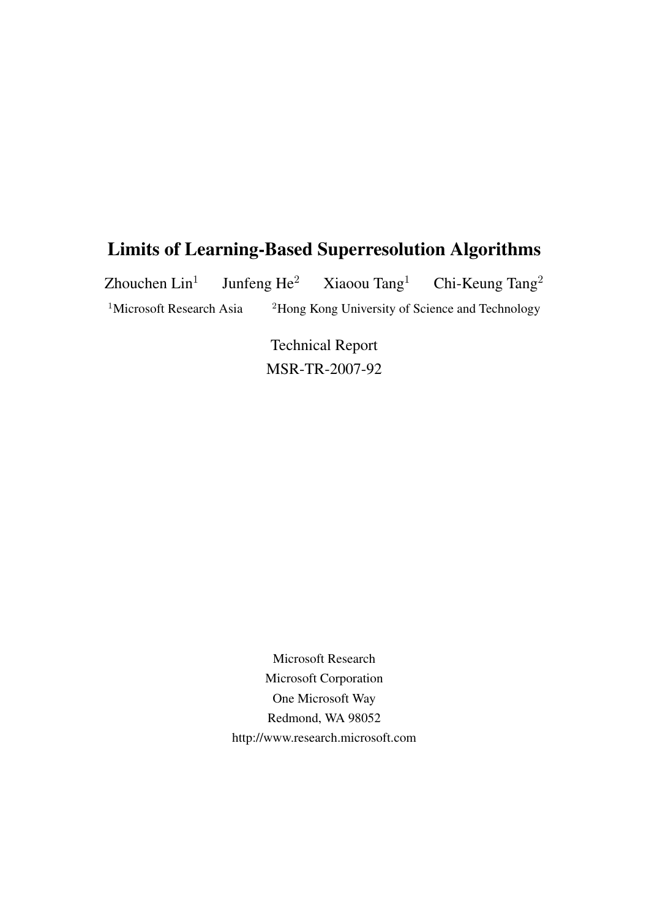# Limits of Learning-Based Superresolution Algorithms

Zhouchen Lin[1] Junfeng He[2] Xiaoou Tang[1] Chi-Keung Tang[2]

[1]Microsoft Research Asia [2]Hong Kong University of Science and Technology

Technical Report
MSR-TR-2007-92

Microsoft Research
Microsoft Corporation
One Microsoft Way
Redmond, WA 98052
http://www.research.microsoft.com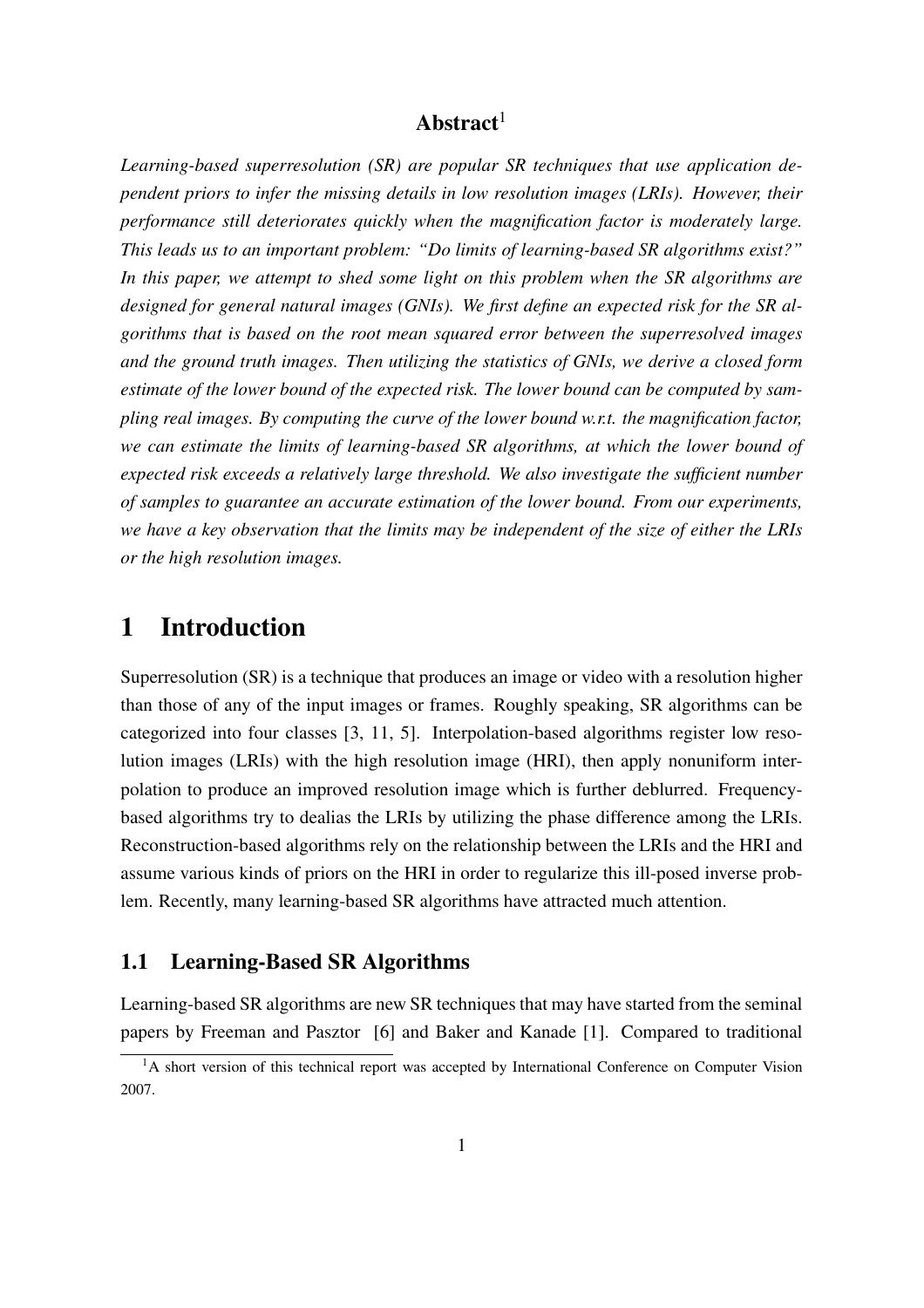## Abstract[1]

*Learning-based superresolution (SR) are popular SR techniques that use application dependent priors to infer the missing details in low resolution images (LRIs). However, their performance still deteriorates quickly when the magnification factor is moderately large. This leads us to an important problem: "Do limits of learning-based SR algorithms exist?" In this paper, we attempt to shed some light on this problem when the SR algorithms are designed for general natural images (GNIs). We first define an expected risk for the SR algorithms that is based on the root mean squared error between the superresolved images and the ground truth images. Then utilizing the statistics of GNIs, we derive a closed form estimate of the lower bound of the expected risk. The lower bound can be computed by sampling real images. By computing the curve of the lower bound w.r.t. the magnification factor, we can estimate the limits of learning-based SR algorithms, at which the lower bound of expected risk exceeds a relatively large threshold. We also investigate the sufficient number of samples to guarantee an accurate estimation of the lower bound. From our experiments, we have a key observation that the limits may be independent of the size of either the LRIs or the high resolution images.*

# 1 Introduction

Superresolution (SR) is a technique that produces an image or video with a resolution higher than those of any of the input images or frames. Roughly speaking, SR algorithms can be categorized into four classes [3, 11, 5]. Interpolation-based algorithms register low resolution images (LRIs) with the high resolution image (HRI), then apply nonuniform interpolation to produce an improved resolution image which is further deblurred. Frequency-based algorithms try to dealias the LRIs by utilizing the phase difference among the LRIs. Reconstruction-based algorithms rely on the relationship between the LRIs and the HRI and assume various kinds of priors on the HRI in order to regularize this ill-posed inverse problem. Recently, many learning-based SR algorithms have attracted much attention.

## 1.1 Learning-Based SR Algorithms

Learning-based SR algorithms are new SR techniques that may have started from the seminal papers by Freeman and Pasztor [6] and Baker and Kanade [1]. Compared to traditional

[1] A short version of this technical report was accepted by International Conference on Computer Vision 2007.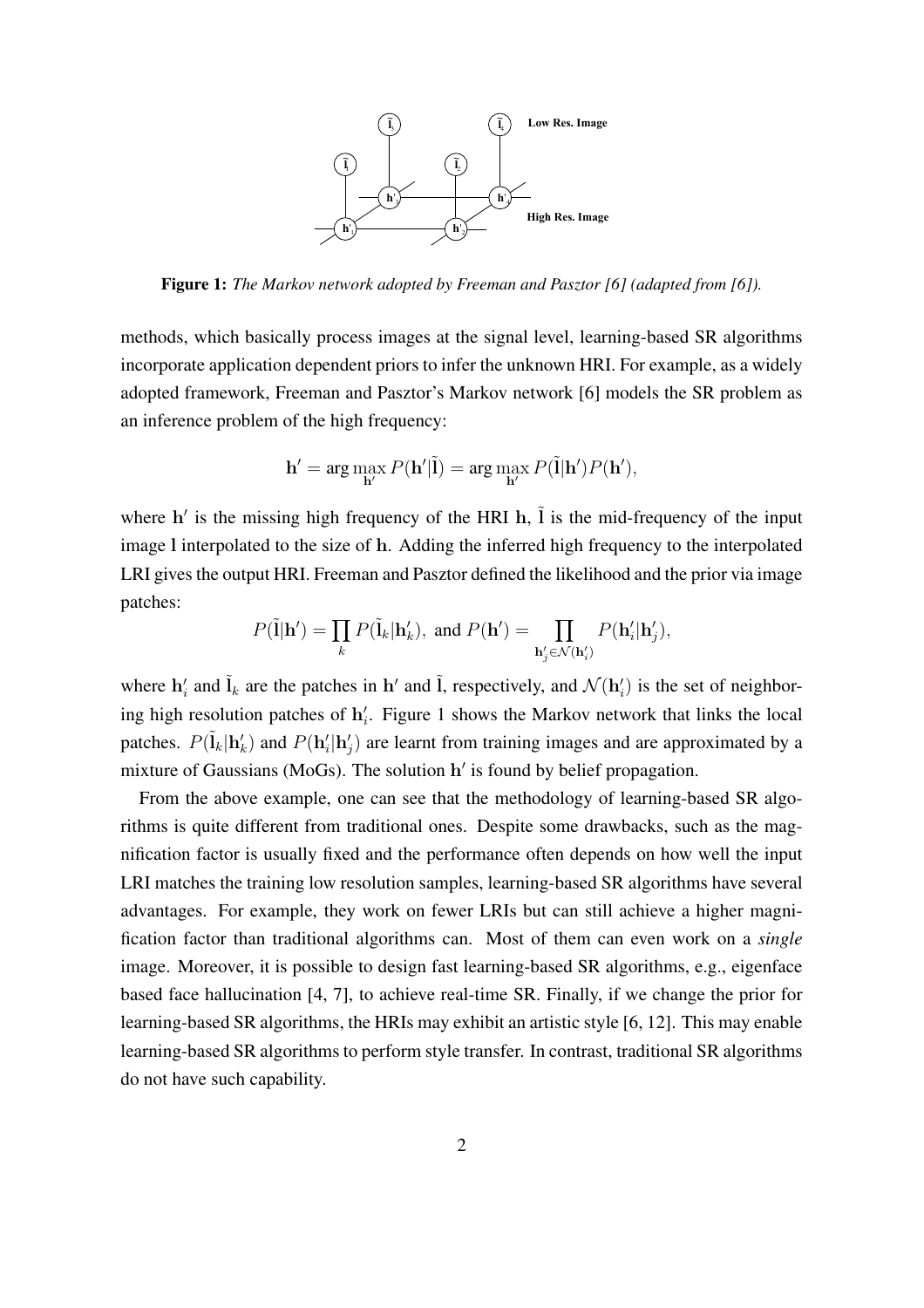**Figure 1:** *The Markov network adopted by Freeman and Pasztor [6] (adapted from [6]).*

methods, which basically process images at the signal level, learning-based SR algorithms incorporate application dependent priors to infer the unknown HRI. For example, as a widely adopted framework, Freeman and Pasztor's Markov network [6] models the SR problem as an inference problem of the high frequency:

$$\mathbf{h}' = \arg\max_{\mathbf{h}'} P(\mathbf{h}'|\tilde{\mathbf{l}}) = \arg\max_{\mathbf{h}'} P(\tilde{\mathbf{l}}|\mathbf{h}')P(\mathbf{h}'),$$

where $\mathbf{h}'$ is the missing high frequency of the HRI $\mathbf{h}$, $\tilde{\mathbf{l}}$ is the mid-frequency of the input image $\mathbf{l}$ interpolated to the size of $\mathbf{h}$. Adding the inferred high frequency to the interpolated LRI gives the output HRI. Freeman and Pasztor defined the likelihood and the prior via image patches:

$$P(\tilde{\mathbf{l}}|\mathbf{h}') = \prod_k P(\tilde{\mathbf{l}}_k|\mathbf{h}'_k), \text{ and } P(\mathbf{h}') = \prod_{\mathbf{h}'_j \in \mathcal{N}(\mathbf{h}'_i)} P(\mathbf{h}'_i|\mathbf{h}'_j),$$

where $\mathbf{h}'_i$ and $\tilde{\mathbf{l}}_k$ are the patches in $\mathbf{h}'$ and $\tilde{\mathbf{l}}$, respectively, and $\mathcal{N}(\mathbf{h}'_i)$ is the set of neighboring high resolution patches of $\mathbf{h}'_i$. Figure 1 shows the Markov network that links the local patches. $P(\tilde{\mathbf{l}}_k|\mathbf{h}'_k)$ and $P(\mathbf{h}'_i|\mathbf{h}'_j)$ are learnt from training images and are approximated by a mixture of Gaussians (MoGs). The solution $\mathbf{h}'$ is found by belief propagation.

From the above example, one can see that the methodology of learning-based SR algorithms is quite different from traditional ones. Despite some drawbacks, such as the magnification factor is usually fixed and the performance often depends on how well the input LRI matches the training low resolution samples, learning-based SR algorithms have several advantages. For example, they work on fewer LRIs but can still achieve a higher magnification factor than traditional algorithms can. Most of them can even work on a *single* image. Moreover, it is possible to design fast learning-based SR algorithms, e.g., eigenface based face hallucination [4, 7], to achieve real-time SR. Finally, if we change the prior for learning-based SR algorithms, the HRIs may exhibit an artistic style [6, 12]. This may enable learning-based SR algorithms to perform style transfer. In contrast, traditional SR algorithms do not have such capability.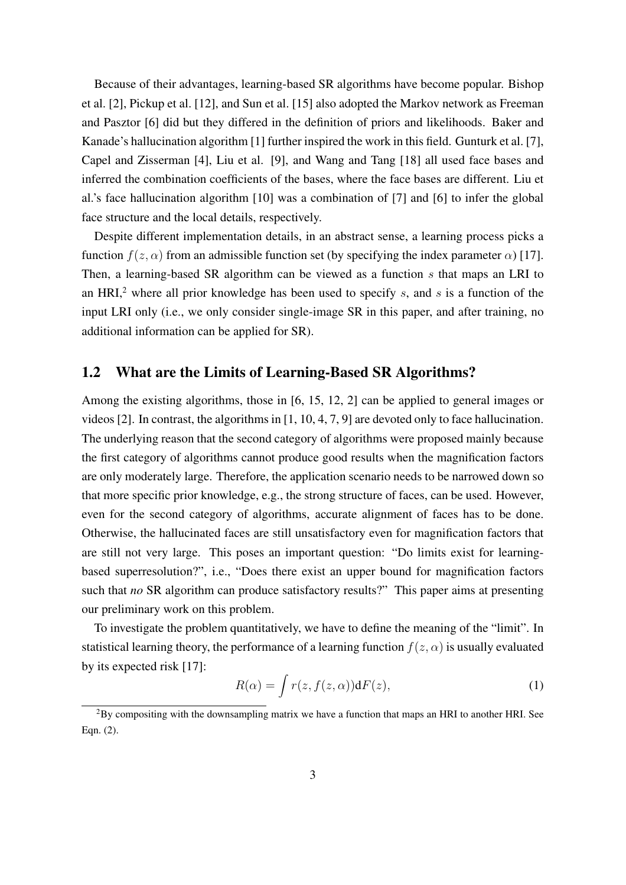Because of their advantages, learning-based SR algorithms have become popular. Bishop et al. [2], Pickup et al. [12], and Sun et al. [15] also adopted the Markov network as Freeman and Pasztor [6] did but they differed in the definition of priors and likelihoods. Baker and Kanade's hallucination algorithm [1] further inspired the work in this field. Gunturk et al. [7], Capel and Zisserman [4], Liu et al. [9], and Wang and Tang [18] all used face bases and inferred the combination coefficients of the bases, where the face bases are different. Liu et al.'s face hallucination algorithm [10] was a combination of [7] and [6] to infer the global face structure and the local details, respectively.

Despite different implementation details, in an abstract sense, a learning process picks a function $f(z, \alpha)$ from an admissible function set (by specifying the index parameter $\alpha$) [17]. Then, a learning-based SR algorithm can be viewed as a function $s$ that maps an LRI to an HRI,[2] where all prior knowledge has been used to specify $s$, and $s$ is a function of the input LRI only (i.e., we only consider single-image SR in this paper, and after training, no additional information can be applied for SR).

## 1.2 What are the Limits of Learning-Based SR Algorithms?

Among the existing algorithms, those in [6, 15, 12, 2] can be applied to general images or videos [2]. In contrast, the algorithms in [1, 10, 4, 7, 9] are devoted only to face hallucination. The underlying reason that the second category of algorithms were proposed mainly because the first category of algorithms cannot produce good results when the magnification factors are only moderately large. Therefore, the application scenario needs to be narrowed down so that more specific prior knowledge, e.g., the strong structure of faces, can be used. However, even for the second category of algorithms, accurate alignment of faces has to be done. Otherwise, the hallucinated faces are still unsatisfactory even for magnification factors that are still not very large. This poses an important question: "Do limits exist for learning-based superresolution?", i.e., "Does there exist an upper bound for magnification factors such that *no* SR algorithm can produce satisfactory results?" This paper aims at presenting our preliminary work on this problem.

To investigate the problem quantitatively, we have to define the meaning of the "limit". In statistical learning theory, the performance of a learning function $f(z, \alpha)$ is usually evaluated by its expected risk [17]:

$$R(\alpha) = \int r(z, f(z, \alpha)) \mathrm{d}F(z), \tag{1}$$

[2] By compositing with the downsampling matrix we have a function that maps an HRI to another HRI. See Eqn. (2).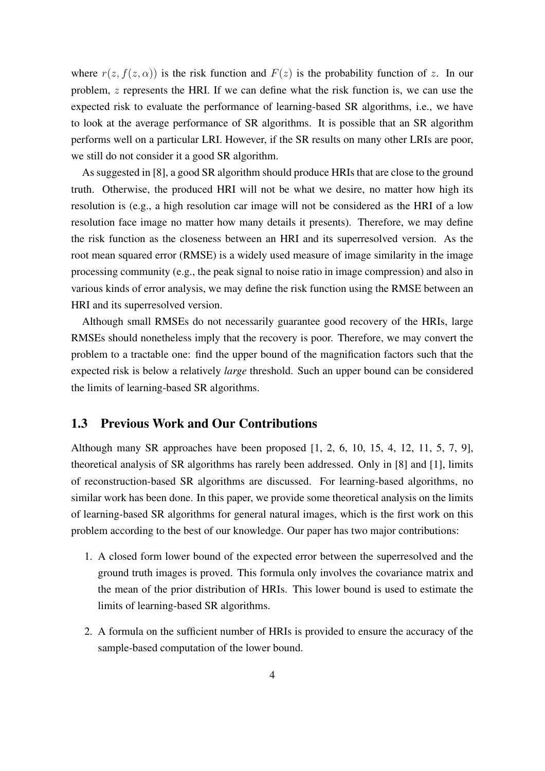where $r(z, f(z, \alpha))$ is the risk function and $F(z)$ is the probability function of $z$. In our problem, $z$ represents the HRI. If we can define what the risk function is, we can use the expected risk to evaluate the performance of learning-based SR algorithms, i.e., we have to look at the average performance of SR algorithms. It is possible that an SR algorithm performs well on a particular LRI. However, if the SR results on many other LRIs are poor, we still do not consider it a good SR algorithm.

As suggested in [8], a good SR algorithm should produce HRIs that are close to the ground truth. Otherwise, the produced HRI will not be what we desire, no matter how high its resolution is (e.g., a high resolution car image will not be considered as the HRI of a low resolution face image no matter how many details it presents). Therefore, we may define the risk function as the closeness between an HRI and its superresolved version. As the root mean squared error (RMSE) is a widely used measure of image similarity in the image processing community (e.g., the peak signal to noise ratio in image compression) and also in various kinds of error analysis, we may define the risk function using the RMSE between an HRI and its superresolved version.

Although small RMSEs do not necessarily guarantee good recovery of the HRIs, large RMSEs should nonetheless imply that the recovery is poor. Therefore, we may convert the problem to a tractable one: find the upper bound of the magnification factors such that the expected risk is below a relatively *large* threshold. Such an upper bound can be considered the limits of learning-based SR algorithms.

### 1.3 Previous Work and Our Contributions

Although many SR approaches have been proposed [1, 2, 6, 10, 15, 4, 12, 11, 5, 7, 9], theoretical analysis of SR algorithms has rarely been addressed. Only in [8] and [1], limits of reconstruction-based SR algorithms are discussed. For learning-based algorithms, no similar work has been done. In this paper, we provide some theoretical analysis on the limits of learning-based SR algorithms for general natural images, which is the first work on this problem according to the best of our knowledge. Our paper has two major contributions:

1. A closed form lower bound of the expected error between the superresolved and the ground truth images is proved. This formula only involves the covariance matrix and the mean of the prior distribution of HRIs. This lower bound is used to estimate the limits of learning-based SR algorithms.

2. A formula on the sufficient number of HRIs is provided to ensure the accuracy of the sample-based computation of the lower bound.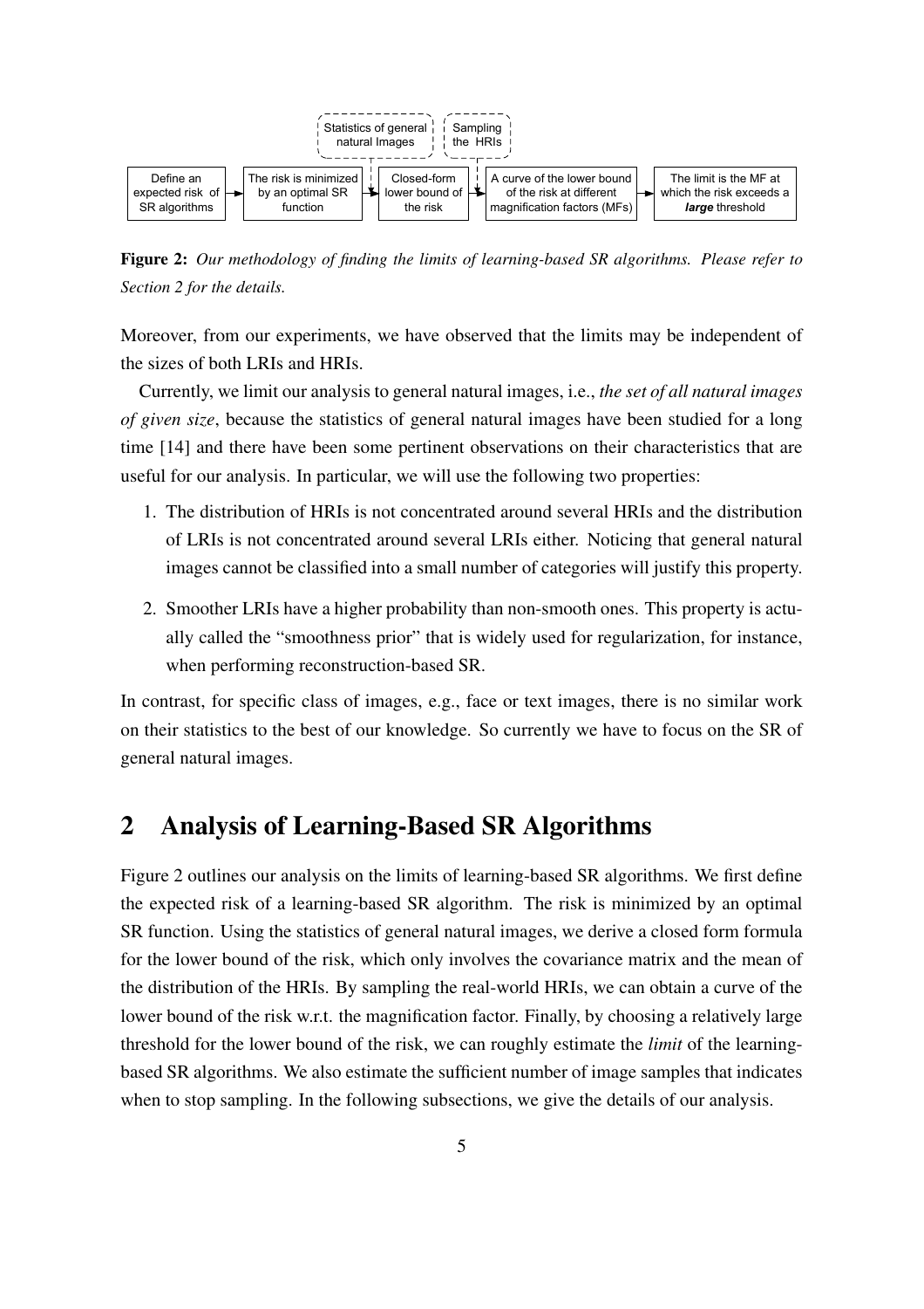Figure 2: *Our methodology of finding the limits of learning-based SR algorithms. Please refer to Section 2 for the details.*

Moreover, from our experiments, we have observed that the limits may be independent of the sizes of both LRIs and HRIs.

Currently, we limit our analysis to general natural images, i.e., *the set of all natural images of given size*, because the statistics of general natural images have been studied for a long time [14] and there have been some pertinent observations on their characteristics that are useful for our analysis. In particular, we will use the following two properties:

1. The distribution of HRIs is not concentrated around several HRIs and the distribution of LRIs is not concentrated around several LRIs either. Noticing that general natural images cannot be classified into a small number of categories will justify this property.
2. Smoother LRIs have a higher probability than non-smooth ones. This property is actually called the "smoothness prior" that is widely used for regularization, for instance, when performing reconstruction-based SR.

In contrast, for specific class of images, e.g., face or text images, there is no similar work on their statistics to the best of our knowledge. So currently we have to focus on the SR of general natural images.

## 2 Analysis of Learning-Based SR Algorithms

Figure 2 outlines our analysis on the limits of learning-based SR algorithms. We first define the expected risk of a learning-based SR algorithm. The risk is minimized by an optimal SR function. Using the statistics of general natural images, we derive a closed form formula for the lower bound of the risk, which only involves the covariance matrix and the mean of the distribution of the HRIs. By sampling the real-world HRIs, we can obtain a curve of the lower bound of the risk w.r.t. the magnification factor. Finally, by choosing a relatively large threshold for the lower bound of the risk, we can roughly estimate the *limit* of the learning-based SR algorithms. We also estimate the sufficient number of image samples that indicates when to stop sampling. In the following subsections, we give the details of our analysis.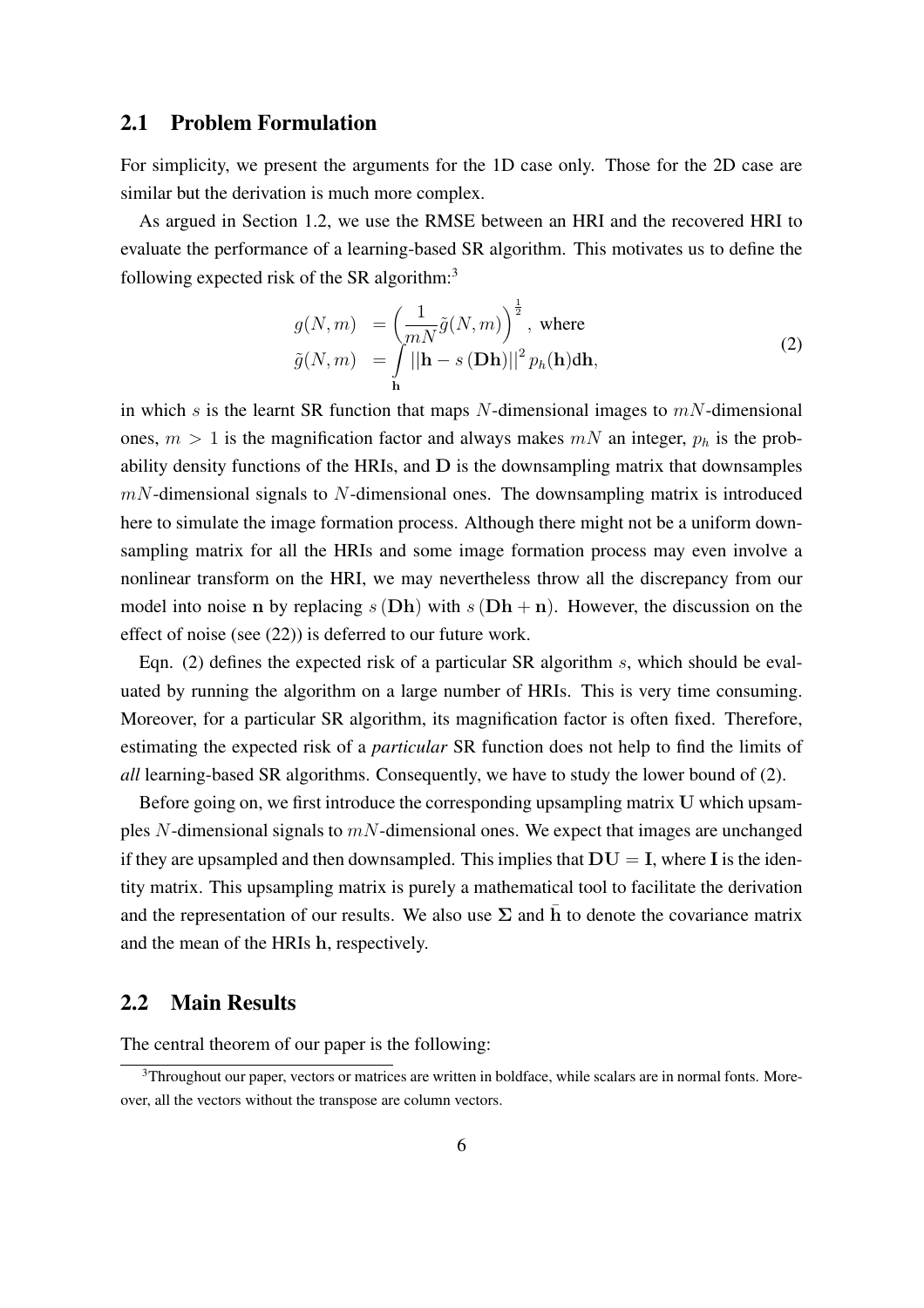## 2.1 Problem Formulation

For simplicity, we present the arguments for the 1D case only. Those for the 2D case are similar but the derivation is much more complex.

As argued in Section 1.2, we use the RMSE between an HRI and the recovered HRI to evaluate the performance of a learning-based SR algorithm. This motivates us to define the following expected risk of the SR algorithm:[3]

$$
\begin{aligned}
g(N,m) &= \left(\frac{1}{mN}\tilde{g}(N,m)\right)^{\frac{1}{2}}, \text{ where} \\
\tilde{g}(N,m) &= \int\limits_{\mathbf{h}} \|\mathbf{h} - s\left(\mathbf{D}\mathbf{h}\right)\|^2 p_h(\mathbf{h}) \mathrm{d}\mathbf{h},
\end{aligned} \tag{2}
$$

in which $s$ is the learnt SR function that maps $N$-dimensional images to $mN$-dimensional ones, $m > 1$ is the magnification factor and always makes $mN$ an integer, $p_h$ is the probability density functions of the HRIs, and $\mathbf{D}$ is the downsampling matrix that downsamples $mN$-dimensional signals to $N$-dimensional ones. The downsampling matrix is introduced here to simulate the image formation process. Although there might not be a uniform downsampling matrix for all the HRIs and some image formation process may even involve a nonlinear transform on the HRI, we may nevertheless throw all the discrepancy from our model into noise $\mathbf{n}$ by replacing $s\left(\mathbf{D}\mathbf{h}\right)$ with $s\left(\mathbf{D}\mathbf{h} + \mathbf{n}\right)$. However, the discussion on the effect of noise (see (22)) is deferred to our future work.

Eqn. (2) defines the expected risk of a particular SR algorithm $s$, which should be evaluated by running the algorithm on a large number of HRIs. This is very time consuming. Moreover, for a particular SR algorithm, its magnification factor is often fixed. Therefore, estimating the expected risk of a *particular* SR function does not help to find the limits of *all* learning-based SR algorithms. Consequently, we have to study the lower bound of (2).

Before going on, we first introduce the corresponding upsampling matrix $\mathbf{U}$ which upsamples $N$-dimensional signals to $mN$-dimensional ones. We expect that images are unchanged if they are upsampled and then downsampled. This implies that $\mathbf{D}\mathbf{U} = \mathbf{I}$, where $\mathbf{I}$ is the identity matrix. This upsampling matrix is purely a mathematical tool to facilitate the derivation and the representation of our results. We also use $\mathbf{\Sigma}$ and $\bar{\mathbf{h}}$ to denote the covariance matrix and the mean of the HRIs $\mathbf{h}$, respectively.

## 2.2 Main Results

The central theorem of our paper is the following:

[3] Throughout our paper, vectors or matrices are written in boldface, while scalars are in normal fonts. Moreover, all the vectors without the transpose are column vectors.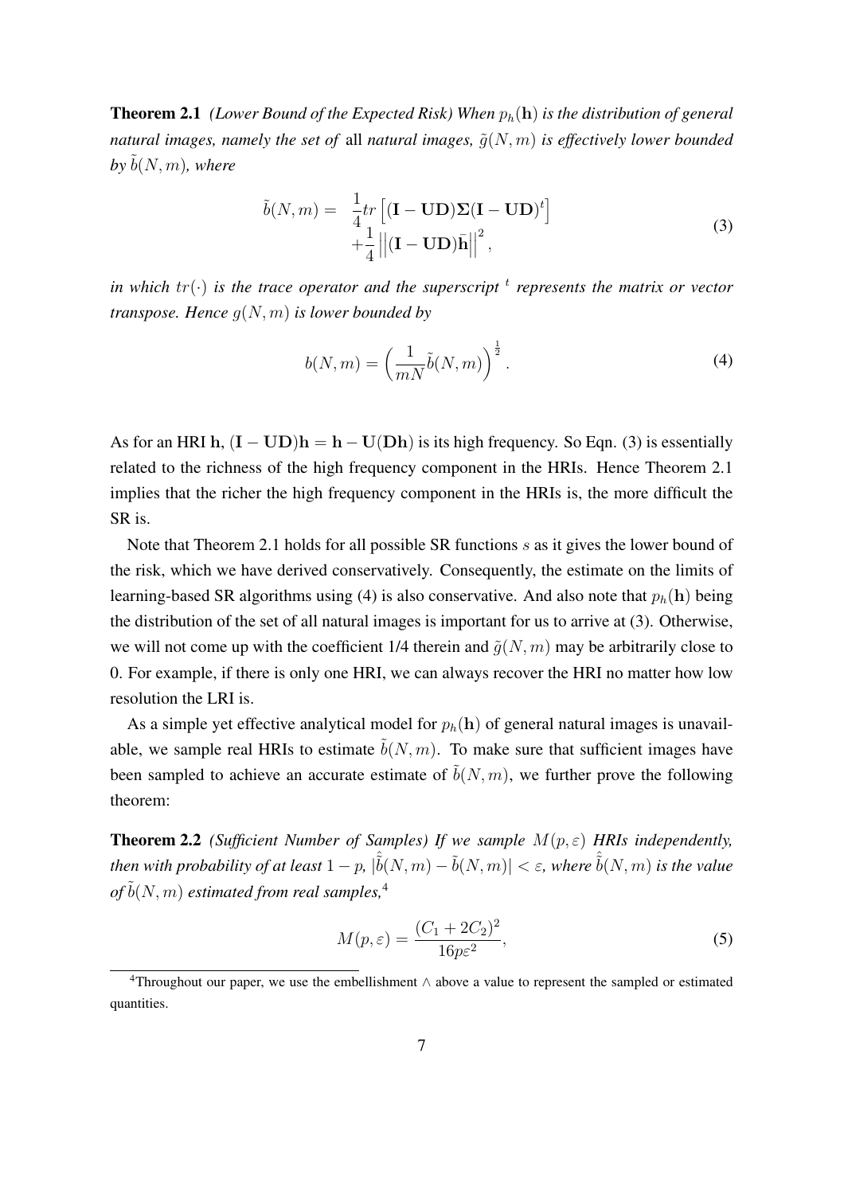**Theorem 2.1** *(Lower Bound of the Expected Risk) When $p_h(\mathbf{h})$ is the distribution of general natural images, namely the set of* all *natural images, $\tilde{g}(N,m)$ is effectively lower bounded by $\tilde{b}(N,m)$, where*

$$
\begin{aligned}
\tilde{b}(N,m) = \quad & \frac{1}{4} tr\left[(\mathbf{I}-\mathbf{UD})\mathbf{\Sigma}(\mathbf{I}-\mathbf{UD})^t\right] \\
& + \frac{1}{4}\left|\left|(\mathbf{I}-\mathbf{UD})\bar{\mathbf{h}}\right|\right|^2,
\end{aligned}
\tag{3}
$$

*in which $tr(\cdot)$ is the trace operator and the superscript $^t$ represents the matrix or vector transpose. Hence $g(N,m)$ is lower bounded by*

$$
b(N,m) = \left(\frac{1}{mN}\tilde{b}(N,m)\right)^{\frac{1}{2}}. \tag{4}
$$

As for an HRI $\mathbf{h}$, $(\mathbf{I}-\mathbf{UD})\mathbf{h} = \mathbf{h} - \mathbf{U}(\mathbf{Dh})$ is its high frequency. So Eqn. (3) is essentially related to the richness of the high frequency component in the HRIs. Hence Theorem 2.1 implies that the richer the high frequency component in the HRIs is, the more difficult the SR is.

Note that Theorem 2.1 holds for all possible SR functions $s$ as it gives the lower bound of the risk, which we have derived conservatively. Consequently, the estimate on the limits of learning-based SR algorithms using (4) is also conservative. And also note that $p_h(\mathbf{h})$ being the distribution of the set of all natural images is important for us to arrive at (3). Otherwise, we will not come up with the coefficient 1/4 therein and $\tilde{g}(N,m)$ may be arbitrarily close to 0. For example, if there is only one HRI, we can always recover the HRI no matter how low resolution the LRI is.

As a simple yet effective analytical model for $p_h(\mathbf{h})$ of general natural images is unavailable, we sample real HRIs to estimate $\tilde{b}(N,m)$. To make sure that sufficient images have been sampled to achieve an accurate estimate of $\tilde{b}(N,m)$, we further prove the following theorem:

**Theorem 2.2** *(Sufficient Number of Samples) If we sample $M(p,\varepsilon)$ HRIs independently, then with probability of at least $1-p$, $|\hat{\tilde{b}}(N,m) - \tilde{b}(N,m)| < \varepsilon$, where $\hat{\tilde{b}}(N,m)$ is the value of $\tilde{b}(N,m)$ estimated from real samples,*[4]

$$
M(p,\varepsilon) = \frac{(C_1 + 2C_2)^2}{16p\varepsilon^2}, \tag{5}
$$

[4]Throughout our paper, we use the embellishment $\wedge$ above a value to represent the sampled or estimated quantities.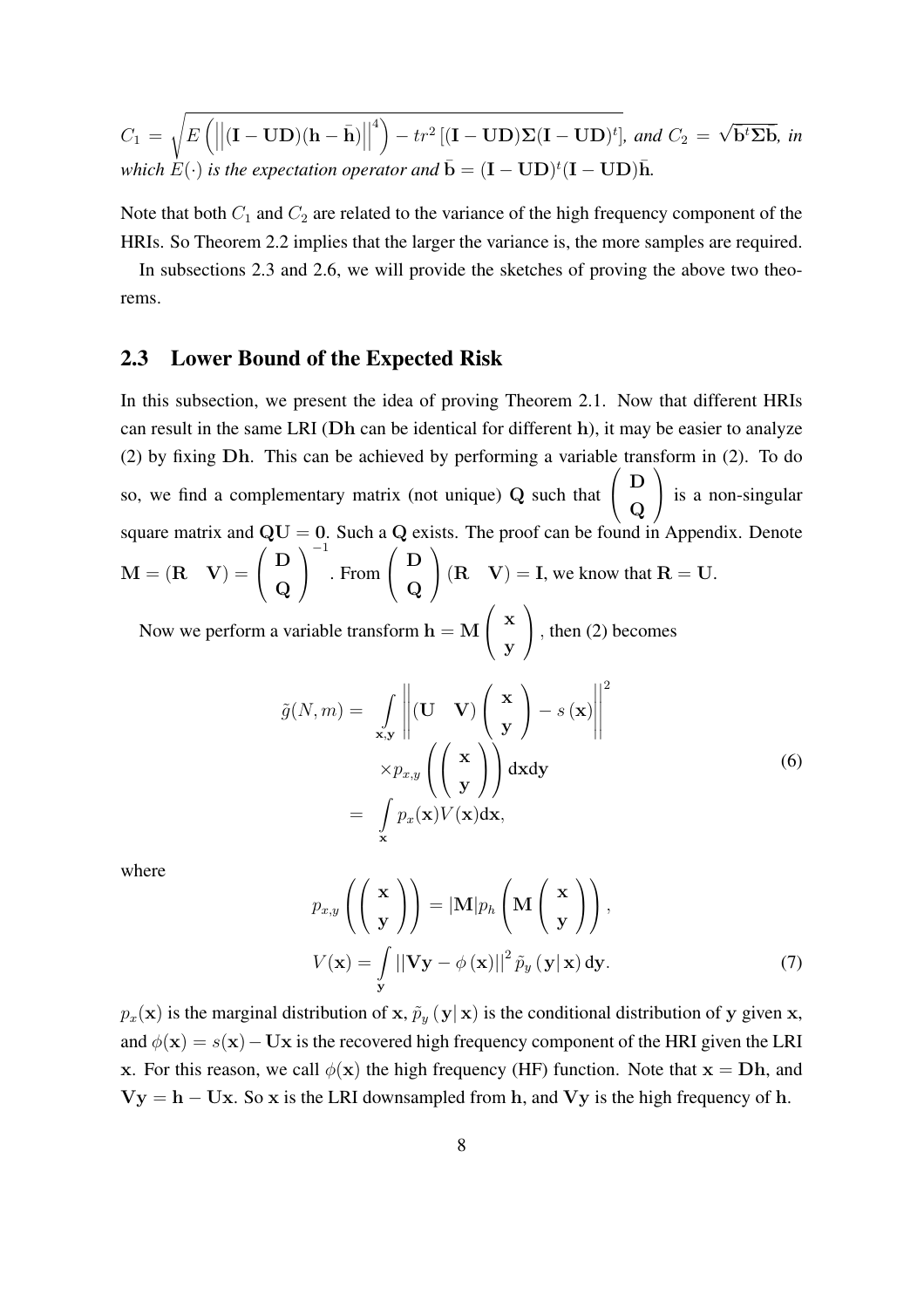$C_1 = \sqrt{E\left(\left|\left|(\mathbf{I}-\mathbf{UD})(\mathbf{h}-\bar{\mathbf{h}})\right|\right|^4\right) - tr^2\left[(\mathbf{I}-\mathbf{UD})\boldsymbol{\Sigma}(\mathbf{I}-\mathbf{UD})^t\right]}$, *and* $C_2 = \sqrt{\bar{\mathbf{b}}^t\boldsymbol{\Sigma}\bar{\mathbf{b}}}$, *in which* $E(\cdot)$ *is the expectation operator and* $\bar{\mathbf{b}} = (\mathbf{I}-\mathbf{UD})^t(\mathbf{I}-\mathbf{UD})\bar{\mathbf{h}}$.

Note that both $C_1$ and $C_2$ are related to the variance of the high frequency component of the HRIs. So Theorem 2.2 implies that the larger the variance is, the more samples are required.

In subsections 2.3 and 2.6, we will provide the sketches of proving the above two theorems.

## 2.3 Lower Bound of the Expected Risk

In this subsection, we present the idea of proving Theorem 2.1. Now that different HRIs can result in the same LRI ($\mathbf{Dh}$ can be identical for different $\mathbf{h}$), it may be easier to analyze (2) by fixing $\mathbf{Dh}$. This can be achieved by performing a variable transform in (2). To do so, we find a complementary matrix (not unique) $\mathbf{Q}$ such that $\begin{pmatrix} \mathbf{D} \\ \mathbf{Q} \end{pmatrix}$ is a non-singular square matrix and $\mathbf{QU} = \mathbf{0}$. Such a $\mathbf{Q}$ exists. The proof can be found in Appendix. Denote $\mathbf{M} = (\mathbf{R} \quad \mathbf{V}) = \begin{pmatrix} \mathbf{D} \\ \mathbf{Q} \end{pmatrix}^{-1}$. From $\begin{pmatrix} \mathbf{D} \\ \mathbf{Q} \end{pmatrix}(\mathbf{R} \quad \mathbf{V}) = \mathbf{I}$, we know that $\mathbf{R} = \mathbf{U}$.

Now we perform a variable transform $\mathbf{h} = \mathbf{M}\begin{pmatrix} \mathbf{x} \\ \mathbf{y} \end{pmatrix}$, then (2) becomes

$$
\begin{aligned}
\tilde{g}(N,m) = & \int\limits_{\mathbf{x},\mathbf{y}} \left|\left|(\mathbf{U} \quad \mathbf{V})\begin{pmatrix} \mathbf{x} \\ \mathbf{y} \end{pmatrix} - s(\mathbf{x})\right|\right|^2 \\
& \times p_{x,y}\left(\begin{pmatrix} \mathbf{x} \\ \mathbf{y} \end{pmatrix}\right) \mathrm{d}\mathbf{x}\mathrm{d}\mathbf{y} \\
= & \int\limits_{\mathbf{x}} p_x(\mathbf{x}) V(\mathbf{x}) \mathrm{d}\mathbf{x},
\end{aligned}
\tag{6}
$$

where

$$
\begin{aligned}
p_{x,y}\left(\begin{pmatrix} \mathbf{x} \\ \mathbf{y} \end{pmatrix}\right) &= |\mathbf{M}| p_h\left(\mathbf{M}\begin{pmatrix} \mathbf{x} \\ \mathbf{y} \end{pmatrix}\right), \\
V(\mathbf{x}) &= \int\limits_{\mathbf{y}} ||\mathbf{Vy} - \phi(\mathbf{x})||^2 \, \tilde{p}_y(\mathbf{y}|\,\mathbf{x}) \, \mathrm{d}\mathbf{y}.
\end{aligned}
\tag{7}
$$

$p_x(\mathbf{x})$ is the marginal distribution of $\mathbf{x}$, $\tilde{p}_y(\mathbf{y}|\,\mathbf{x})$ is the conditional distribution of $\mathbf{y}$ given $\mathbf{x}$, and $\phi(\mathbf{x}) = s(\mathbf{x}) - \mathbf{Ux}$ is the recovered high frequency component of the HRI given the LRI $\mathbf{x}$. For this reason, we call $\phi(\mathbf{x})$ the high frequency (HF) function. Note that $\mathbf{x} = \mathbf{Dh}$, and $\mathbf{Vy} = \mathbf{h} - \mathbf{Ux}$. So $\mathbf{x}$ is the LRI downsampled from $\mathbf{h}$, and $\mathbf{Vy}$ is the high frequency of $\mathbf{h}$.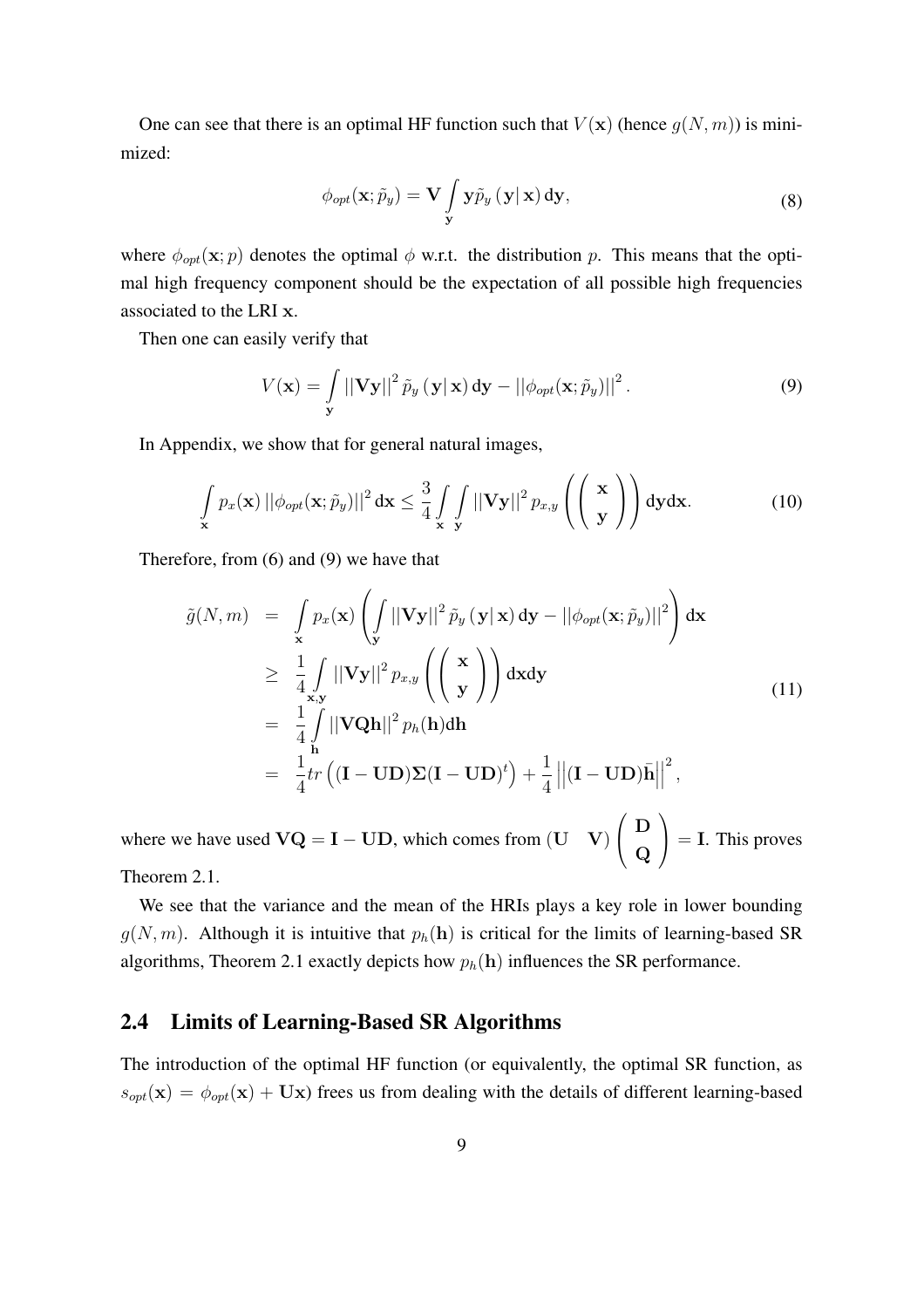One can see that there is an optimal HF function such that $V(\mathbf{x})$ (hence $g(N,m)$) is minimized:

$$\phi_{opt}(\mathbf{x};\tilde{p}_y) = \mathbf{V}\int\limits_{\mathbf{y}} \mathbf{y}\tilde{p}_y\left(\mathbf{y}|\,\mathbf{x}\right)\mathrm{d}\mathbf{y}, \tag{8}$$

where $\phi_{opt}(\mathbf{x};p)$ denotes the optimal $\phi$ w.r.t. the distribution $p$. This means that the optimal high frequency component should be the expectation of all possible high frequencies associated to the LRI $\mathbf{x}$.

Then one can easily verify that

$$V(\mathbf{x}) = \int\limits_{\mathbf{y}} ||\mathbf{V}\mathbf{y}||^2\,\tilde{p}_y\left(\mathbf{y}|\,\mathbf{x}\right)\mathrm{d}\mathbf{y} - ||\phi_{opt}(\mathbf{x};\tilde{p}_y)||^2. \tag{9}$$

In Appendix, we show that for general natural images,

$$\int\limits_{\mathbf{x}} p_x(\mathbf{x})\,||\phi_{opt}(\mathbf{x};\tilde{p}_y)||^2\,\mathrm{d}\mathbf{x} \le \frac{3}{4}\int\limits_{\mathbf{x}}\int\limits_{\mathbf{y}} ||\mathbf{V}\mathbf{y}||^2\,p_{x,y}\left(\begin{pmatrix}\mathbf{x}\\ \mathbf{y}\end{pmatrix}\right)\mathrm{d}\mathbf{y}\mathrm{d}\mathbf{x}. \tag{10}$$

Therefore, from (6) and (9) we have that

$$\begin{aligned}
\tilde{g}(N,m) &= \int\limits_{\mathbf{x}} p_x(\mathbf{x})\left(\int\limits_{\mathbf{y}} ||\mathbf{V}\mathbf{y}||^2\,\tilde{p}_y\left(\mathbf{y}|\,\mathbf{x}\right)\mathrm{d}\mathbf{y} - ||\phi_{opt}(\mathbf{x};\tilde{p}_y)||^2\right)\mathrm{d}\mathbf{x} \\
&\ge \frac{1}{4}\int\limits_{\mathbf{x},\mathbf{y}} ||\mathbf{V}\mathbf{y}||^2\,p_{x,y}\left(\begin{pmatrix}\mathbf{x}\\ \mathbf{y}\end{pmatrix}\right)\mathrm{d}\mathbf{x}\mathrm{d}\mathbf{y} \\
&= \frac{1}{4}\int\limits_{\mathbf{h}} ||\mathbf{V}\mathbf{Q}\mathbf{h}||^2\,p_h(\mathbf{h})\mathrm{d}\mathbf{h} \\
&= \frac{1}{4}tr\left((\mathbf{I}-\mathbf{U}\mathbf{D})\mathbf{\Sigma}(\mathbf{I}-\mathbf{U}\mathbf{D})^t\right) + \frac{1}{4}\left|\left|(\mathbf{I}-\mathbf{U}\mathbf{D})\bar{\mathbf{h}}\right|\right|^2,
\end{aligned} \tag{11}$$

where we have used $\mathbf{V}\mathbf{Q} = \mathbf{I} - \mathbf{U}\mathbf{D}$, which comes from $(\mathbf{U}\quad\mathbf{V})\begin{pmatrix}\mathbf{D}\\ \mathbf{Q}\end{pmatrix} = \mathbf{I}$. This proves Theorem 2.1.

We see that the variance and the mean of the HRIs plays a key role in lower bounding $g(N,m)$. Although it is intuitive that $p_h(\mathbf{h})$ is critical for the limits of learning-based SR algorithms, Theorem 2.1 exactly depicts how $p_h(\mathbf{h})$ influences the SR performance.

## 2.4 Limits of Learning-Based SR Algorithms

The introduction of the optimal HF function (or equivalently, the optimal SR function, as $s_{opt}(\mathbf{x}) = \phi_{opt}(\mathbf{x}) + \mathbf{U}\mathbf{x}$) frees us from dealing with the details of different learning-based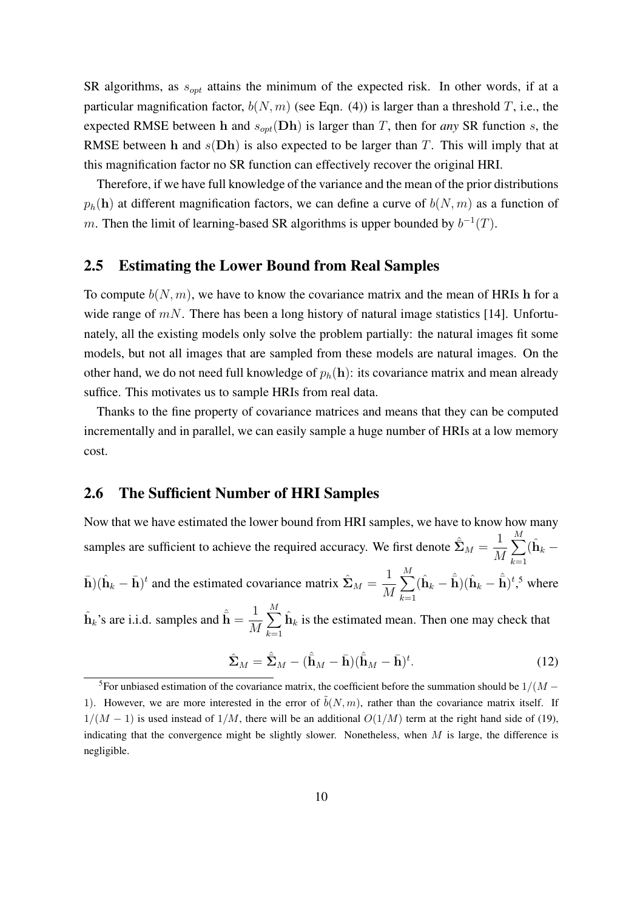SR algorithms, as $s_{opt}$ attains the minimum of the expected risk. In other words, if at a particular magnification factor, $b(N,m)$ (see Eqn. (4)) is larger than a threshold $T$, i.e., the expected RMSE between $\mathbf{h}$ and $s_{opt}(\mathbf{Dh})$ is larger than $T$, then for *any* SR function $s$, the RMSE between $\mathbf{h}$ and $s(\mathbf{Dh})$ is also expected to be larger than $T$. This will imply that at this magnification factor no SR function can effectively recover the original HRI.

Therefore, if we have full knowledge of the variance and the mean of the prior distributions $p_h(\mathbf{h})$ at different magnification factors, we can define a curve of $b(N,m)$ as a function of $m$. Then the limit of learning-based SR algorithms is upper bounded by $b^{-1}(T)$.

## 2.5 Estimating the Lower Bound from Real Samples

To compute $b(N,m)$, we have to know the covariance matrix and the mean of HRIs $\mathbf{h}$ for a wide range of $mN$. There has been a long history of natural image statistics [14]. Unfortunately, all the existing models only solve the problem partially: the natural images fit some models, but not all images that are sampled from these models are natural images. On the other hand, we do not need full knowledge of $p_h(\mathbf{h})$: its covariance matrix and mean already suffice. This motivates us to sample HRIs from real data.

Thanks to the fine property of covariance matrices and means that they can be computed incrementally and in parallel, we can easily sample a huge number of HRIs at a low memory cost.

## 2.6 The Sufficient Number of HRI Samples

Now that we have estimated the lower bound from HRI samples, we have to know how many samples are sufficient to achieve the required accuracy. We first denote $\hat{\hat{\mathbf{\Sigma}}}_M = \dfrac{1}{M}\sum_{k=1}^{M}(\hat{\mathbf{h}}_k - \bar{\mathbf{h}})(\hat{\mathbf{h}}_k - \bar{\mathbf{h}})^t$ and the estimated covariance matrix $\hat{\mathbf{\Sigma}}_M = \dfrac{1}{M}\sum_{k=1}^{M}(\hat{\mathbf{h}}_k - \hat{\bar{\mathbf{h}}})(\hat{\mathbf{h}}_k - \hat{\bar{\mathbf{h}}})^t$,[5] where $\hat{\mathbf{h}}_k$'s are i.i.d. samples and $\hat{\bar{\mathbf{h}}} = \dfrac{1}{M}\sum_{k=1}^{M}\hat{\mathbf{h}}_k$ is the estimated mean. Then one may check that

$$\hat{\mathbf{\Sigma}}_M = \hat{\hat{\mathbf{\Sigma}}}_M - (\hat{\bar{\mathbf{h}}}_M - \bar{\mathbf{h}})(\hat{\bar{\mathbf{h}}}_M - \bar{\mathbf{h}})^t. \tag{12}$$

[5] For unbiased estimation of the covariance matrix, the coefficient before the summation should be $1/(M-1)$. However, we are more interested in the error of $\tilde{b}(N,m)$, rather than the covariance matrix itself. If $1/(M-1)$ is used instead of $1/M$, there will be an additional $O(1/M)$ term at the right hand side of (19), indicating that the convergence might be slightly slower. Nonetheless, when $M$ is large, the difference is negligible.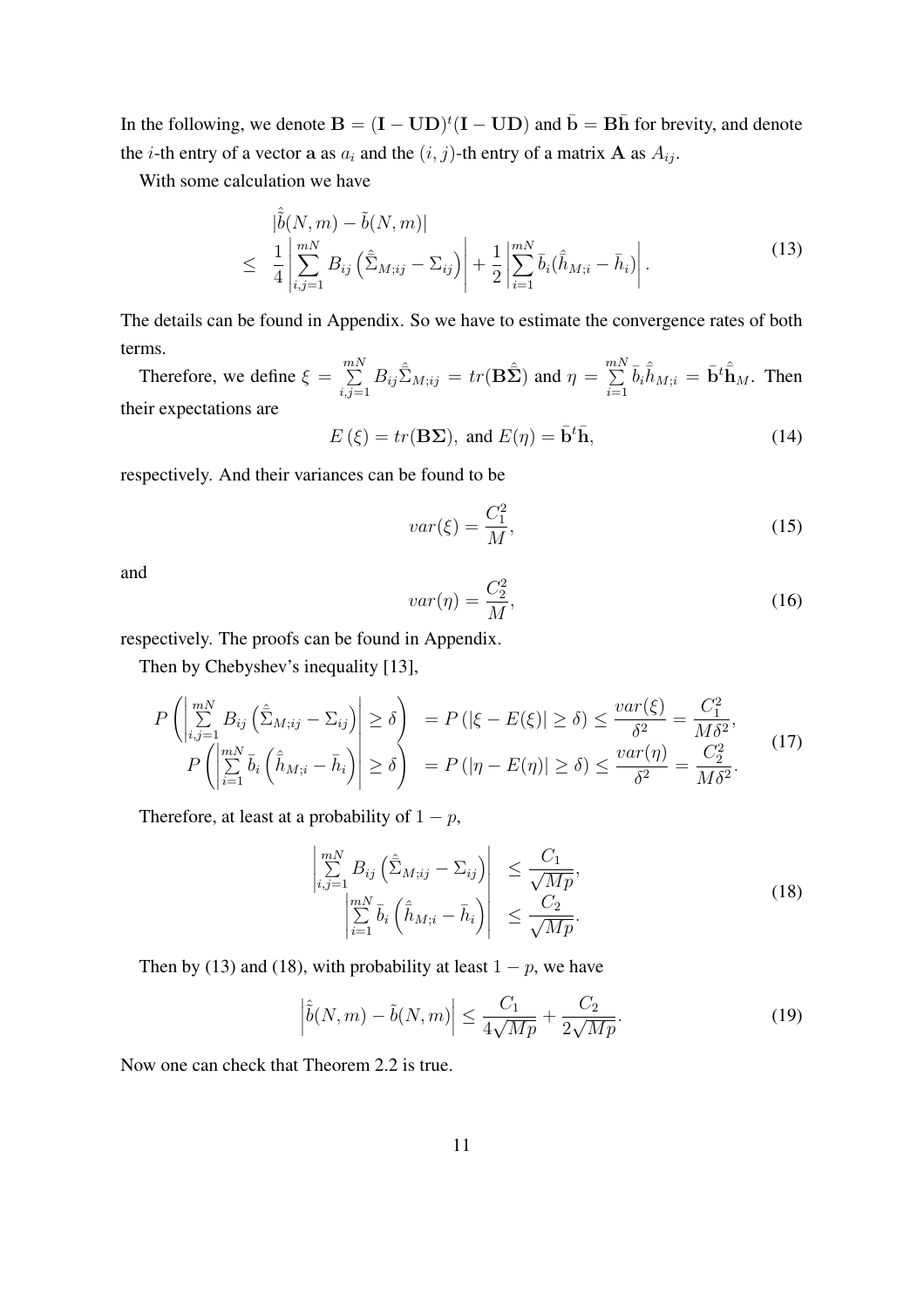In the following, we denote $\mathbf{B} = (\mathbf{I} - \mathbf{UD})^t(\mathbf{I} - \mathbf{UD})$ and $\bar{\mathbf{b}} = \mathbf{B}\bar{\mathbf{h}}$ for brevity, and denote the $i$-th entry of a vector $\mathbf{a}$ as $a_i$ and the $(i, j)$-th entry of a matrix $\mathbf{A}$ as $A_{ij}$.

With some calculation we have

$$
\begin{aligned}
& |\hat{\tilde{b}}(N, m) - \tilde{b}(N, m)| \\
\leq\ & \frac{1}{4}\left|\sum_{i,j=1}^{mN} B_{ij}\left(\hat{\tilde{\Sigma}}_{M;ij} - \Sigma_{ij}\right)\right| + \frac{1}{2}\left|\sum_{i=1}^{mN} \bar{b}_i(\hat{\tilde{h}}_{M;i} - \bar{h}_i)\right|.
\end{aligned}
\tag{13}
$$

The details can be found in Appendix. So we have to estimate the convergence rates of both terms.

Therefore, we define $\xi = \sum\limits_{i,j=1}^{mN} B_{ij}\hat{\tilde{\Sigma}}_{M;ij} = tr(\mathbf{B}\hat{\tilde{\mathbf{\Sigma}}})$ and $\eta = \sum\limits_{i=1}^{mN} \bar{b}_i\hat{\tilde{h}}_{M;i} = \bar{\mathbf{b}}^t\hat{\tilde{\mathbf{h}}}_M$. Then their expectations are

$$
E\left(\xi\right) = tr(\mathbf{B\Sigma}),\ \text{and}\ E(\eta) = \bar{\mathbf{b}}^t\bar{\mathbf{h}},
\tag{14}
$$

respectively. And their variances can be found to be

$$
var(\xi) = \frac{C_1^2}{M},
\tag{15}
$$

and

$$
var(\eta) = \frac{C_2^2}{M},
\tag{16}
$$

respectively. The proofs can be found in Appendix.

Then by Chebyshev's inequality [13],

$$
\begin{aligned}
P\left(\left|\sum_{i,j=1}^{mN} B_{ij}\left(\hat{\tilde{\Sigma}}_{M;ij} - \Sigma_{ij}\right)\right| \geq \delta\right) &= P\left(|\xi - E(\xi)| \geq \delta\right) \leq \frac{var(\xi)}{\delta^2} = \frac{C_1^2}{M\delta^2}, \\
P\left(\left|\sum_{i=1}^{mN} \bar{b}_i\left(\hat{\tilde{h}}_{M;i} - \bar{h}_i\right)\right| \geq \delta\right) &= P\left(|\eta - E(\eta)| \geq \delta\right) \leq \frac{var(\eta)}{\delta^2} = \frac{C_2^2}{M\delta^2}.
\end{aligned}
\tag{17}
$$

Therefore, at least at a probability of $1 - p$,

$$
\begin{aligned}
\left|\sum_{i,j=1}^{mN} B_{ij}\left(\hat{\tilde{\Sigma}}_{M;ij} - \Sigma_{ij}\right)\right| &\leq \frac{C_1}{\sqrt{Mp}}, \\
\left|\sum_{i=1}^{mN} \bar{b}_i\left(\hat{\tilde{h}}_{M;i} - \bar{h}_i\right)\right| &\leq \frac{C_2}{\sqrt{Mp}}.
\end{aligned}
\tag{18}
$$

Then by (13) and (18), with probability at least $1 - p$, we have

$$
\left|\hat{\tilde{b}}(N, m) - \tilde{b}(N, m)\right| \leq \frac{C_1}{4\sqrt{Mp}} + \frac{C_2}{2\sqrt{Mp}}.
\tag{19}
$$

Now one can check that Theorem 2.2 is true.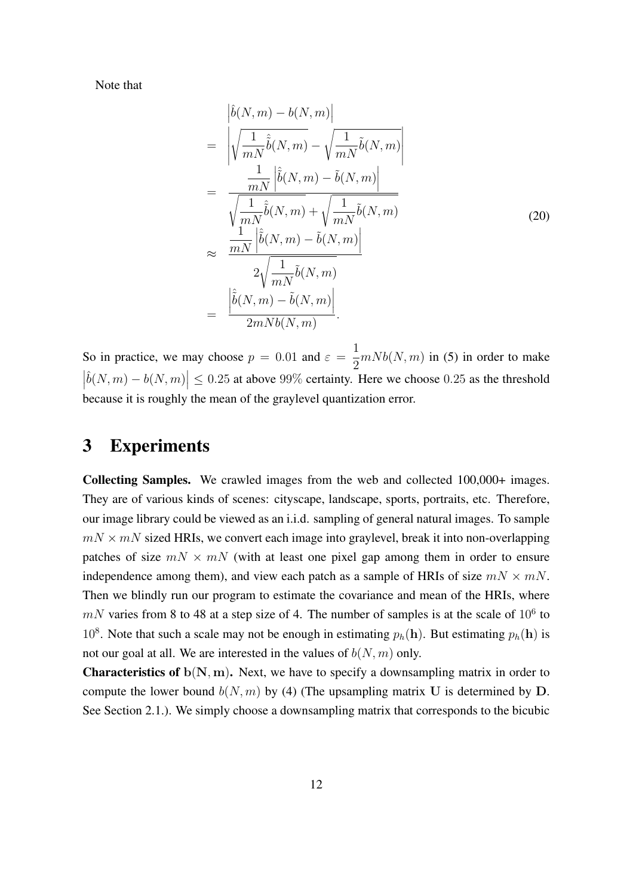Note that

$$
\begin{aligned}
& \left|\hat{b}(N,m) - b(N,m)\right| \\
= & \left|\sqrt{\frac{1}{mN}\hat{\tilde{b}}(N,m)} - \sqrt{\frac{1}{mN}\tilde{b}(N,m)}\right| \\
= & \frac{\dfrac{1}{mN}\left|\hat{\tilde{b}}(N,m) - \tilde{b}(N,m)\right|}{\sqrt{\dfrac{1}{mN}\hat{\tilde{b}}(N,m)} + \sqrt{\dfrac{1}{mN}\tilde{b}(N,m)}} \\
\approx & \frac{\dfrac{1}{mN}\left|\hat{\tilde{b}}(N,m) - \tilde{b}(N,m)\right|}{2\sqrt{\dfrac{1}{mN}\tilde{b}(N,m)}} \\
= & \frac{\left|\hat{\tilde{b}}(N,m) - \tilde{b}(N,m)\right|}{2mNb(N,m)}.
\end{aligned}
\tag{20}
$$

So in practice, we may choose $p = 0.01$ and $\varepsilon = \dfrac{1}{2}mNb(N,m)$ in (5) in order to make $\left|\hat{b}(N,m) - b(N,m)\right| \le 0.25$ at above $99\%$ certainty. Here we choose $0.25$ as the threshold because it is roughly the mean of the graylevel quantization error.

# 3 Experiments

**Collecting Samples.** We crawled images from the web and collected 100,000+ images. They are of various kinds of scenes: cityscape, landscape, sports, portraits, etc. Therefore, our image library could be viewed as an i.i.d. sampling of general natural images. To sample $mN \times mN$ sized HRIs, we convert each image into graylevel, break it into non-overlapping patches of size $mN \times mN$ (with at least one pixel gap among them in order to ensure independence among them), and view each patch as a sample of HRIs of size $mN \times mN$. Then we blindly run our program to estimate the covariance and mean of the HRIs, where $mN$ varies from 8 to 48 at a step size of 4. The number of samples is at the scale of $10^6$ to $10^8$. Note that such a scale may not be enough in estimating $p_h(\mathbf{h})$. But estimating $p_h(\mathbf{h})$ is not our goal at all. We are interested in the values of $b(N,m)$ only.

**Characteristics of $\mathbf{b(N,m)}$.** Next, we have to specify a downsampling matrix in order to compute the lower bound $b(N,m)$ by (4) (The upsampling matrix $\mathbf{U}$ is determined by $\mathbf{D}$. See Section 2.1.). We simply choose a downsampling matrix that corresponds to the bicubic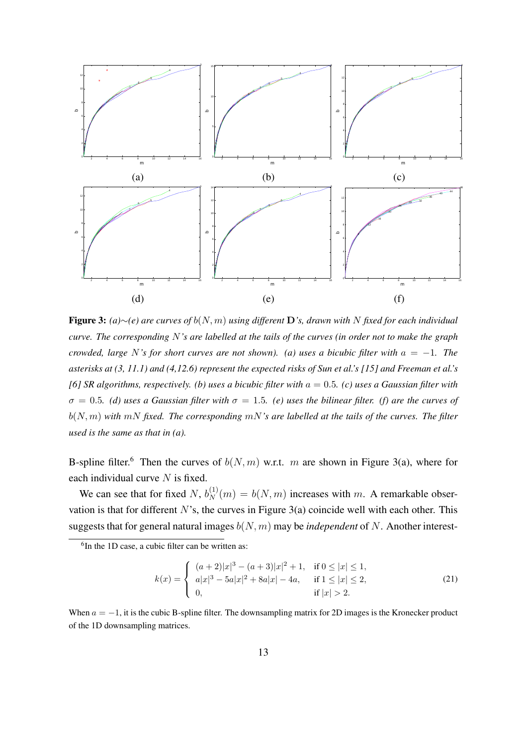**Figure 3:** *(a)∼(e) are curves of $b(N, m)$ using different* $\mathbf{D}$*'s, drawn with $N$ fixed for each individual curve. The corresponding $N$'s are labelled at the tails of the curves (in order not to make the graph crowded, large $N$'s for short curves are not shown). (a) uses a bicubic filter with $a = -1$. The asterisks at (3, 11.1) and (4,12.6) represent the expected risks of Sun et al.'s [15] and Freeman et al.'s [6] SR algorithms, respectively. (b) uses a bicubic filter with $a = 0.5$. (c) uses a Gaussian filter with $\sigma = 0.5$. (d) uses a Gaussian filter with $\sigma = 1.5$. (e) uses the bilinear filter. (f) are the curves of $b(N, m)$ with $mN$ fixed. The corresponding $mN$'s are labelled at the tails of the curves. The filter used is the same as that in (a).*

B-spline filter.[6] Then the curves of $b(N, m)$ w.r.t. $m$ are shown in Figure 3(a), where for each individual curve $N$ is fixed.

We can see that for fixed $N$, $b_N^{(1)}(m) = b(N, m)$ increases with $m$. A remarkable observation is that for different $N$'s, the curves in Figure 3(a) coincide well with each other. This suggests that for general natural images $b(N, m)$ may be *independent* of $N$. Another interest-

[6]In the 1D case, a cubic filter can be written as:

$$k(x) = \begin{cases} (a+2)|x|^3 - (a+3)|x|^2 + 1, & \text{if } 0 \leq |x| \leq 1, \\ a|x|^3 - 5a|x|^2 + 8a|x| - 4a, & \text{if } 1 \leq |x| \leq 2, \\ 0, & \text{if } |x| > 2. \end{cases} \tag{21}$$

When $a = -1$, it is the cubic B-spline filter. The downsampling matrix for 2D images is the Kronecker product of the 1D downsampling matrices.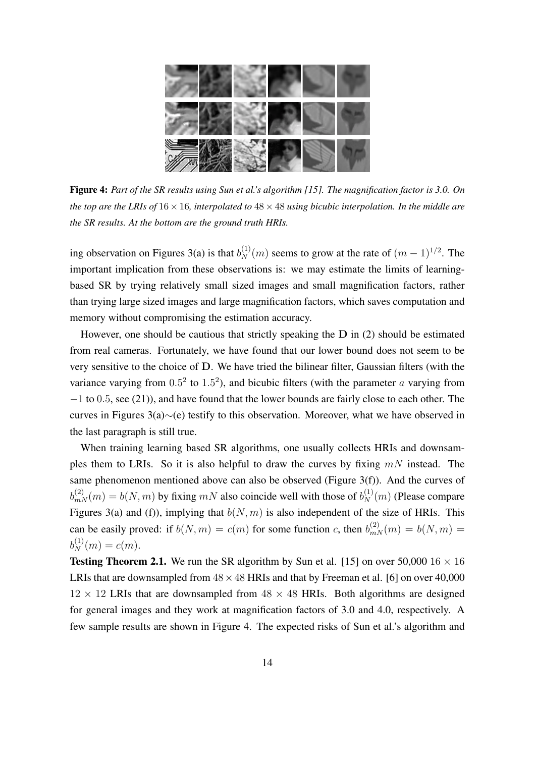**Figure 4:** *Part of the SR results using Sun et al.'s algorithm [15]. The magnification factor is 3.0. On the top are the LRIs of $16 \times 16$, interpolated to $48 \times 48$ using bicubic interpolation. In the middle are the SR results. At the bottom are the ground truth HRIs.*

ing observation on Figures 3(a) is that $b_N^{(1)}(m)$ seems to grow at the rate of $(m-1)^{1/2}$. The important implication from these observations is: we may estimate the limits of learning-based SR by trying relatively small sized images and small magnification factors, rather than trying large sized images and large magnification factors, which saves computation and memory without compromising the estimation accuracy.

However, one should be cautious that strictly speaking the $\mathbf{D}$ in (2) should be estimated from real cameras. Fortunately, we have found that our lower bound does not seem to be very sensitive to the choice of $\mathbf{D}$. We have tried the bilinear filter, Gaussian filters (with the variance varying from $0.5^2$ to $1.5^2$), and bicubic filters (with the parameter $a$ varying from $-1$ to $0.5$, see (21)), and have found that the lower bounds are fairly close to each other. The curves in Figures 3(a)$\sim$(e) testify to this observation. Moreover, what we have observed in the last paragraph is still true.

When training learning based SR algorithms, one usually collects HRIs and downsamples them to LRIs. So it is also helpful to draw the curves by fixing $mN$ instead. The same phenomenon mentioned above can also be observed (Figure 3(f)). And the curves of $b_{mN}^{(2)}(m) = b(N,m)$ by fixing $mN$ also coincide well with those of $b_N^{(1)}(m)$ (Please compare Figures 3(a) and (f)), implying that $b(N,m)$ is also independent of the size of HRIs. This can be easily proved: if $b(N,m) = c(m)$ for some function $c$, then $b_{mN}^{(2)}(m) = b(N,m) = b_N^{(1)}(m) = c(m)$.

**Testing Theorem 2.1.** We run the SR algorithm by Sun et al. [15] on over 50,000 $16 \times 16$ LRIs that are downsampled from $48 \times 48$ HRIs and that by Freeman et al. [6] on over 40,000 $12 \times 12$ LRIs that are downsampled from $48 \times 48$ HRIs. Both algorithms are designed for general images and they work at magnification factors of 3.0 and 4.0, respectively. A few sample results are shown in Figure 4. The expected risks of Sun et al.'s algorithm and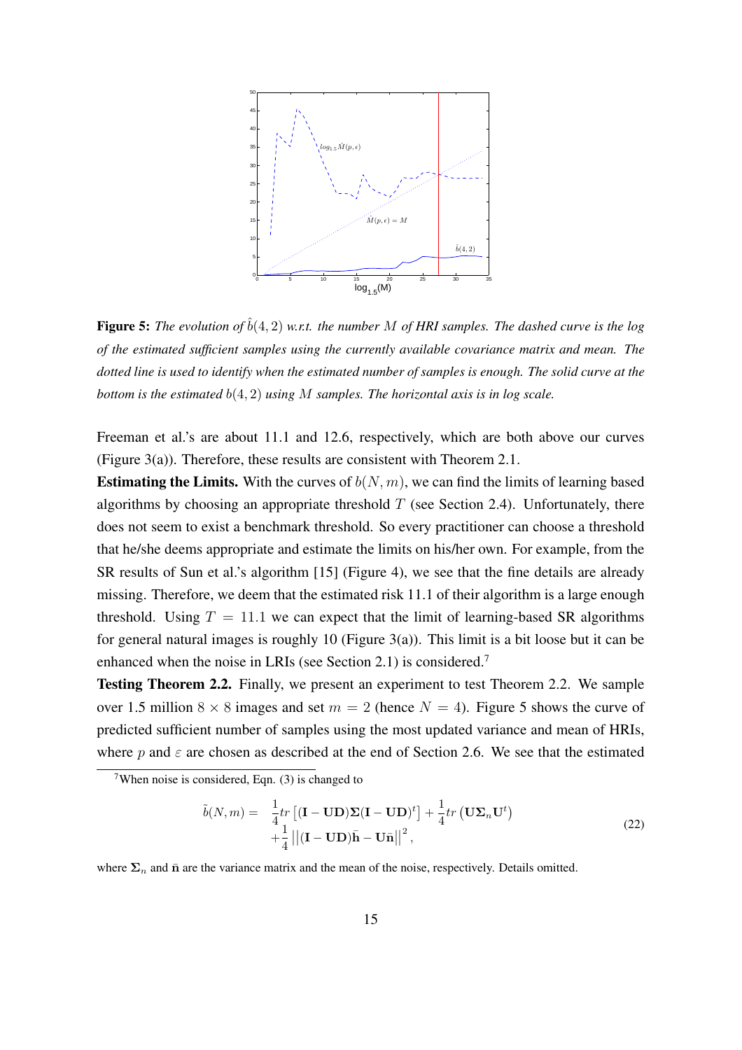**Figure 5:** *The evolution of $\hat{b}(4,2)$ w.r.t. the number $M$ of HRI samples. The dashed curve is the log of the estimated sufficient samples using the currently available covariance matrix and mean. The dotted line is used to identify when the estimated number of samples is enough. The solid curve at the bottom is the estimated $b(4,2)$ using $M$ samples. The horizontal axis is in log scale.*

Freeman et al.'s are about 11.1 and 12.6, respectively, which are both above our curves (Figure 3(a)). Therefore, these results are consistent with Theorem 2.1.

**Estimating the Limits.** With the curves of $b(N,m)$, we can find the limits of learning based algorithms by choosing an appropriate threshold $T$ (see Section 2.4). Unfortunately, there does not seem to exist a benchmark threshold. So every practitioner can choose a threshold that he/she deems appropriate and estimate the limits on his/her own. For example, from the SR results of Sun et al.'s algorithm [15] (Figure 4), we see that the fine details are already missing. Therefore, we deem that the estimated risk 11.1 of their algorithm is a large enough threshold. Using $T = 11.1$ we can expect that the limit of learning-based SR algorithms for general natural images is roughly 10 (Figure 3(a)). This limit is a bit loose but it can be enhanced when the noise in LRIs (see Section 2.1) is considered.[7]

**Testing Theorem 2.2.** Finally, we present an experiment to test Theorem 2.2. We sample over 1.5 million $8 \times 8$ images and set $m = 2$ (hence $N = 4$). Figure 5 shows the curve of predicted sufficient number of samples using the most updated variance and mean of HRIs, where $p$ and $\varepsilon$ are chosen as described at the end of Section 2.6. We see that the estimated

[7] When noise is considered, Eqn. (3) is changed to

$$\tilde{b}(N,m) = \frac{1}{4}tr\left[(\mathbf{I}-\mathbf{UD})\mathbf{\Sigma}(\mathbf{I}-\mathbf{UD})^t\right] + \frac{1}{4}tr\left(\mathbf{U}\mathbf{\Sigma}_n\mathbf{U}^t\right) + \frac{1}{4}\left\|(\mathbf{I}-\mathbf{UD})\bar{\mathbf{h}} - \mathbf{U}\bar{\mathbf{n}}\right\|^2, \tag{22}$$

where $\mathbf{\Sigma}_n$ and $\bar{\mathbf{n}}$ are the variance matrix and the mean of the noise, respectively. Details omitted.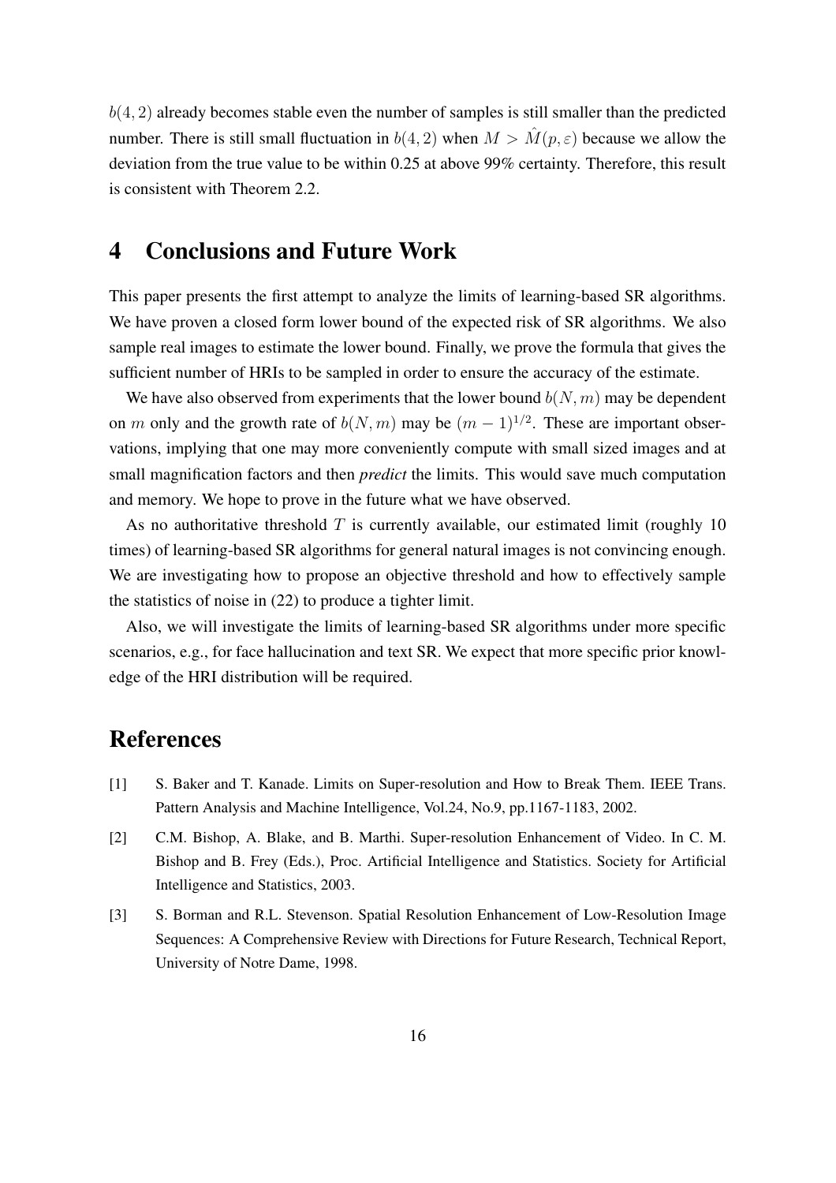$b(4,2)$ already becomes stable even the number of samples is still smaller than the predicted number. There is still small fluctuation in $b(4,2)$ when $M > \hat{M}(p,\varepsilon)$ because we allow the deviation from the true value to be within 0.25 at above 99% certainty. Therefore, this result is consistent with Theorem 2.2.

# 4 Conclusions and Future Work

This paper presents the first attempt to analyze the limits of learning-based SR algorithms. We have proven a closed form lower bound of the expected risk of SR algorithms. We also sample real images to estimate the lower bound. Finally, we prove the formula that gives the sufficient number of HRIs to be sampled in order to ensure the accuracy of the estimate.

We have also observed from experiments that the lower bound $b(N,m)$ may be dependent on $m$ only and the growth rate of $b(N,m)$ may be $(m-1)^{1/2}$. These are important observations, implying that one may more conveniently compute with small sized images and at small magnification factors and then *predict* the limits. This would save much computation and memory. We hope to prove in the future what we have observed.

As no authoritative threshold $T$ is currently available, our estimated limit (roughly 10 times) of learning-based SR algorithms for general natural images is not convincing enough. We are investigating how to propose an objective threshold and how to effectively sample the statistics of noise in (22) to produce a tighter limit.

Also, we will investigate the limits of learning-based SR algorithms under more specific scenarios, e.g., for face hallucination and text SR. We expect that more specific prior knowledge of the HRI distribution will be required.

# References

[1] S. Baker and T. Kanade. Limits on Super-resolution and How to Break Them. IEEE Trans. Pattern Analysis and Machine Intelligence, Vol.24, No.9, pp.1167-1183, 2002.

[2] C.M. Bishop, A. Blake, and B. Marthi. Super-resolution Enhancement of Video. In C. M. Bishop and B. Frey (Eds.), Proc. Artificial Intelligence and Statistics. Society for Artificial Intelligence and Statistics, 2003.

[3] S. Borman and R.L. Stevenson. Spatial Resolution Enhancement of Low-Resolution Image Sequences: A Comprehensive Review with Directions for Future Research, Technical Report, University of Notre Dame, 1998.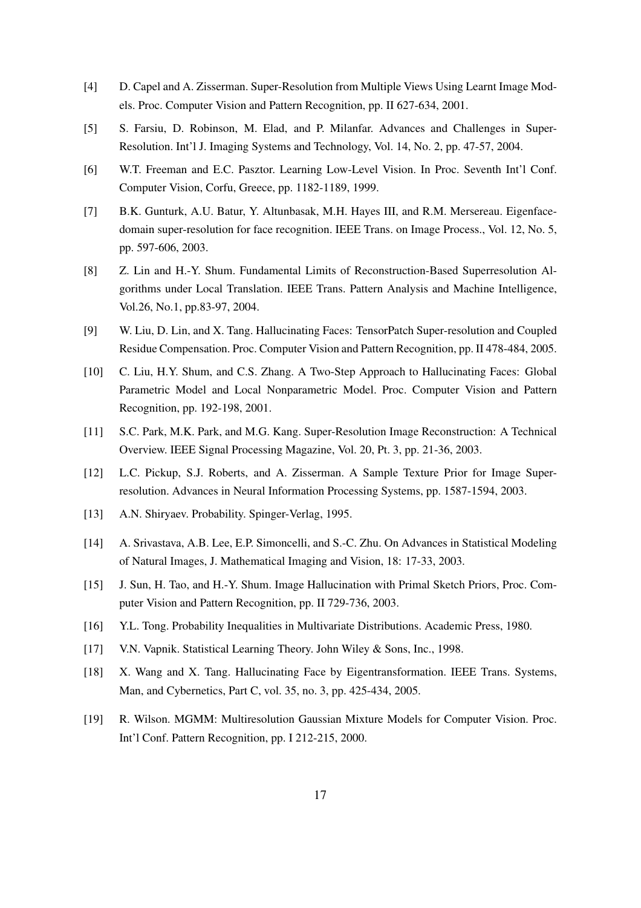[4] D. Capel and A. Zisserman. Super-Resolution from Multiple Views Using Learnt Image Models. Proc. Computer Vision and Pattern Recognition, pp. II 627-634, 2001.

[5] S. Farsiu, D. Robinson, M. Elad, and P. Milanfar. Advances and Challenges in Super-Resolution. Int'l J. Imaging Systems and Technology, Vol. 14, No. 2, pp. 47-57, 2004.

[6] W.T. Freeman and E.C. Pasztor. Learning Low-Level Vision. In Proc. Seventh Int'l Conf. Computer Vision, Corfu, Greece, pp. 1182-1189, 1999.

[7] B.K. Gunturk, A.U. Batur, Y. Altunbasak, M.H. Hayes III, and R.M. Mersereau. Eigenface-domain super-resolution for face recognition. IEEE Trans. on Image Process., Vol. 12, No. 5, pp. 597-606, 2003.

[8] Z. Lin and H.-Y. Shum. Fundamental Limits of Reconstruction-Based Superresolution Algorithms under Local Translation. IEEE Trans. Pattern Analysis and Machine Intelligence, Vol.26, No.1, pp.83-97, 2004.

[9] W. Liu, D. Lin, and X. Tang. Hallucinating Faces: TensorPatch Super-resolution and Coupled Residue Compensation. Proc. Computer Vision and Pattern Recognition, pp. II 478-484, 2005.

[10] C. Liu, H.Y. Shum, and C.S. Zhang. A Two-Step Approach to Hallucinating Faces: Global Parametric Model and Local Nonparametric Model. Proc. Computer Vision and Pattern Recognition, pp. 192-198, 2001.

[11] S.C. Park, M.K. Park, and M.G. Kang. Super-Resolution Image Reconstruction: A Technical Overview. IEEE Signal Processing Magazine, Vol. 20, Pt. 3, pp. 21-36, 2003.

[12] L.C. Pickup, S.J. Roberts, and A. Zisserman. A Sample Texture Prior for Image Super-resolution. Advances in Neural Information Processing Systems, pp. 1587-1594, 2003.

[13] A.N. Shiryaev. Probability. Spinger-Verlag, 1995.

[14] A. Srivastava, A.B. Lee, E.P. Simoncelli, and S.-C. Zhu. On Advances in Statistical Modeling of Natural Images, J. Mathematical Imaging and Vision, 18: 17-33, 2003.

[15] J. Sun, H. Tao, and H.-Y. Shum. Image Hallucination with Primal Sketch Priors, Proc. Computer Vision and Pattern Recognition, pp. II 729-736, 2003.

[16] Y.L. Tong. Probability Inequalities in Multivariate Distributions. Academic Press, 1980.

[17] V.N. Vapnik. Statistical Learning Theory. John Wiley & Sons, Inc., 1998.

[18] X. Wang and X. Tang. Hallucinating Face by Eigentransformation. IEEE Trans. Systems, Man, and Cybernetics, Part C, vol. 35, no. 3, pp. 425-434, 2005.

[19] R. Wilson. MGMM: Multiresolution Gaussian Mixture Models for Computer Vision. Proc. Int'l Conf. Pattern Recognition, pp. I 212-215, 2000.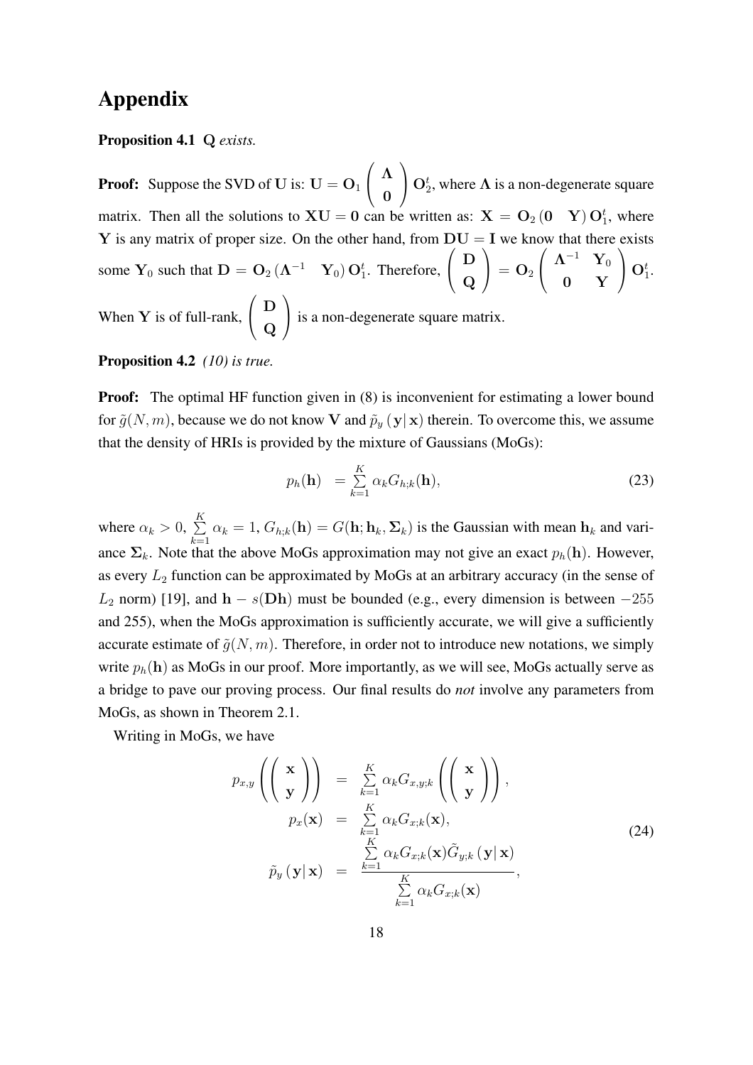# Appendix

**Proposition 4.1** $\mathbf{Q}$ *exists.*

**Proof:** Suppose the SVD of $\mathbf{U}$ is: $\mathbf{U} = \mathbf{O}_1 \begin{pmatrix} \mathbf{\Lambda} \\ \mathbf{0} \end{pmatrix} \mathbf{O}_2^t$, where $\mathbf{\Lambda}$ is a non-degenerate square matrix. Then all the solutions to $\mathbf{XU} = \mathbf{0}$ can be written as: $\mathbf{X} = \mathbf{O}_2 \begin{pmatrix} \mathbf{0} & \mathbf{Y} \end{pmatrix} \mathbf{O}_1^t$, where $\mathbf{Y}$ is any matrix of proper size. On the other hand, from $\mathbf{DU} = \mathbf{I}$ we know that there exists some $\mathbf{Y}_0$ such that $\mathbf{D} = \mathbf{O}_2 \begin{pmatrix} \mathbf{\Lambda}^{-1} & \mathbf{Y}_0 \end{pmatrix} \mathbf{O}_1^t$. Therefore, $\begin{pmatrix} \mathbf{D} \\ \mathbf{Q} \end{pmatrix} = \mathbf{O}_2 \begin{pmatrix} \mathbf{\Lambda}^{-1} & \mathbf{Y}_0 \\ \mathbf{0} & \mathbf{Y} \end{pmatrix} \mathbf{O}_1^t$. When $\mathbf{Y}$ is of full-rank, $\begin{pmatrix} \mathbf{D} \\ \mathbf{Q} \end{pmatrix}$ is a non-degenerate square matrix.

**Proposition 4.2** *(10) is true.*

**Proof:** The optimal HF function given in (8) is inconvenient for estimating a lower bound for $\tilde{g}(N, m)$, because we do not know $\mathbf{V}$ and $\tilde{p}_y(\mathbf{y}|\,\mathbf{x})$ therein. To overcome this, we assume that the density of HRIs is provided by the mixture of Gaussians (MoGs):

$$p_h(\mathbf{h}) \;\; = \sum_{k=1}^{K} \alpha_k G_{h;k}(\mathbf{h}), \tag{23}$$

where $\alpha_k > 0$, $\sum_{k=1}^{K} \alpha_k = 1$, $G_{h;k}(\mathbf{h}) = G(\mathbf{h}; \mathbf{h}_k, \mathbf{\Sigma}_k)$ is the Gaussian with mean $\mathbf{h}_k$ and variance $\mathbf{\Sigma}_k$. Note that the above MoGs approximation may not give an exact $p_h(\mathbf{h})$. However, as every $L_2$ function can be approximated by MoGs at an arbitrary accuracy (in the sense of $L_2$ norm) [19], and $\mathbf{h} - s(\mathbf{Dh})$ must be bounded (e.g., every dimension is between $-255$ and 255), when the MoGs approximation is sufficiently accurate, we will give a sufficiently accurate estimate of $\tilde{g}(N, m)$. Therefore, in order not to introduce new notations, we simply write $p_h(\mathbf{h})$ as MoGs in our proof. More importantly, as we will see, MoGs actually serve as a bridge to pave our proving process. Our final results do *not* involve any parameters from MoGs, as shown in Theorem 2.1.

Writing in MoGs, we have

$$\begin{aligned}
p_{x,y}\left(\begin{pmatrix} \mathbf{x} \\ \mathbf{y} \end{pmatrix}\right) &= \sum_{k=1}^{K} \alpha_k G_{x,y;k}\left(\begin{pmatrix} \mathbf{x} \\ \mathbf{y} \end{pmatrix}\right), \\
p_x(\mathbf{x}) &= \sum_{k=1}^{K} \alpha_k G_{x;k}(\mathbf{x}), \\
\tilde{p}_y(\mathbf{y}|\,\mathbf{x}) &= \frac{\sum_{k=1}^{K} \alpha_k G_{x;k}(\mathbf{x}) \tilde{G}_{y;k}(\mathbf{y}|\,\mathbf{x})}{\sum_{k=1}^{K} \alpha_k G_{x;k}(\mathbf{x})},
\end{aligned} \tag{24}$$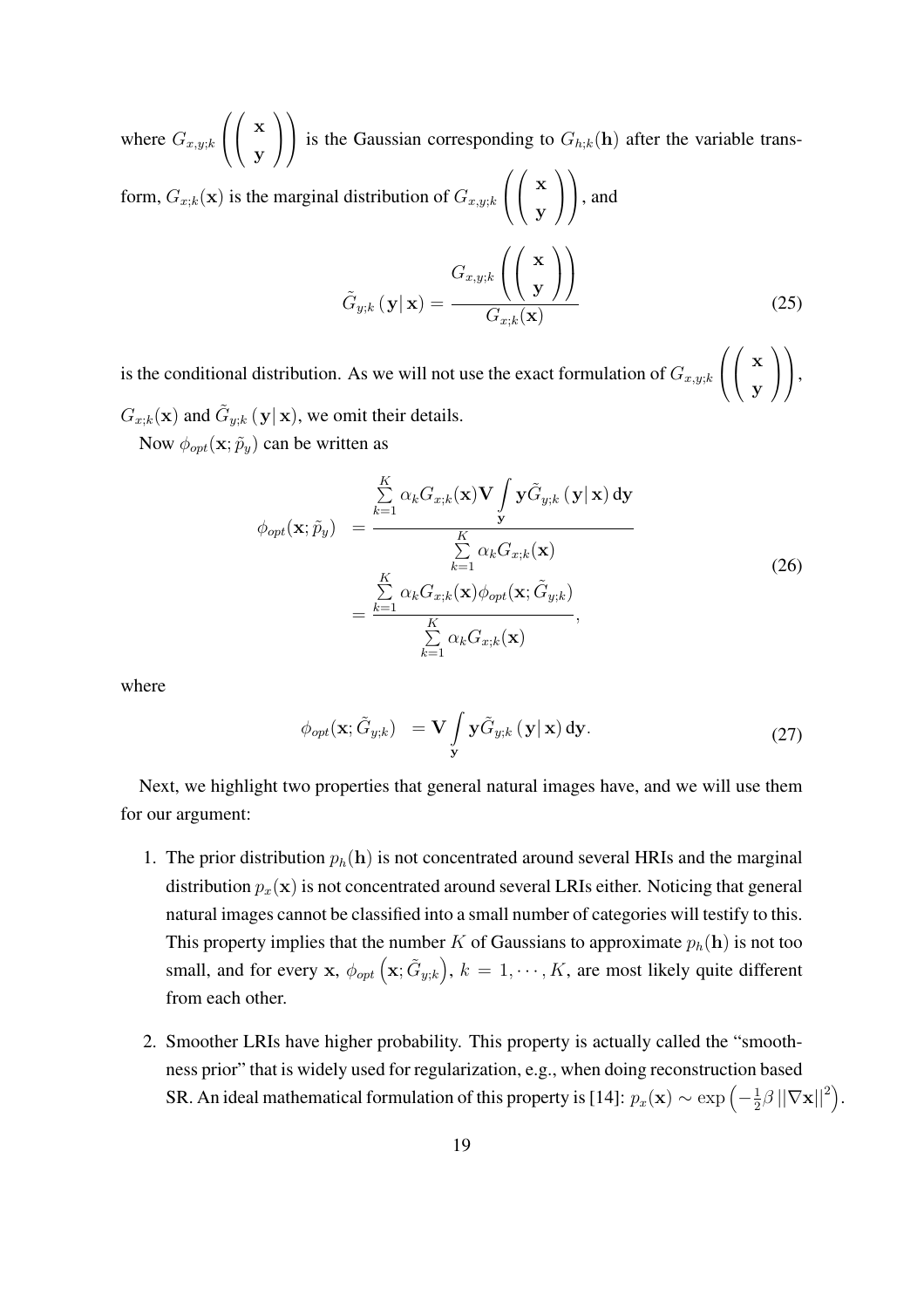where $G_{x,y;k}\left(\left(\begin{array}{c}\mathbf{x}\\\mathbf{y}\end{array}\right)\right)$ is the Gaussian corresponding to $G_{h;k}(\mathbf{h})$ after the variable transform, $G_{x;k}(\mathbf{x})$ is the marginal distribution of $G_{x,y;k}\left(\left(\begin{array}{c}\mathbf{x}\\\mathbf{y}\end{array}\right)\right)$, and

$$\tilde{G}_{y;k}\left(\mathbf{y}|\,\mathbf{x}\right)=\frac{G_{x,y;k}\left(\left(\begin{array}{c}\mathbf{x}\\\mathbf{y}\end{array}\right)\right)}{G_{x;k}(\mathbf{x})}\tag{25}$$

is the conditional distribution. As we will not use the exact formulation of $G_{x,y;k}\left(\left(\begin{array}{c}\mathbf{x}\\\mathbf{y}\end{array}\right)\right)$, $G_{x;k}(\mathbf{x})$ and $\tilde{G}_{y;k}\left(\mathbf{y}|\,\mathbf{x}\right)$, we omit their details.

Now $\phi_{opt}(\mathbf{x};\tilde{p}_y)$ can be written as

$$\begin{aligned}\phi_{opt}(\mathbf{x};\tilde{p}_y)\;&=\frac{\sum\limits_{k=1}^{K}\alpha_k G_{x;k}(\mathbf{x})\mathbf{V}\int\limits_{\mathbf{y}}\mathbf{y}\tilde{G}_{y;k}\left(\mathbf{y}|\,\mathbf{x}\right)\mathrm{d}\mathbf{y}}{\sum\limits_{k=1}^{K}\alpha_k G_{x;k}(\mathbf{x})}\\&=\frac{\sum\limits_{k=1}^{K}\alpha_k G_{x;k}(\mathbf{x})\phi_{opt}(\mathbf{x};\tilde{G}_{y;k})}{\sum\limits_{k=1}^{K}\alpha_k G_{x;k}(\mathbf{x})},\end{aligned}\tag{26}$$

where

$$\phi_{opt}(\mathbf{x};\tilde{G}_{y;k})\;=\mathbf{V}\int\limits_{\mathbf{y}}\mathbf{y}\tilde{G}_{y;k}\left(\mathbf{y}|\,\mathbf{x}\right)\mathrm{d}\mathbf{y}.\tag{27}$$

Next, we highlight two properties that general natural images have, and we will use them for our argument:

1. The prior distribution $p_h(\mathbf{h})$ is not concentrated around several HRIs and the marginal distribution $p_x(\mathbf{x})$ is not concentrated around several LRIs either. Noticing that general natural images cannot be classified into a small number of categories will testify to this. This property implies that the number $K$ of Gaussians to approximate $p_h(\mathbf{h})$ is not too small, and for every $\mathbf{x}$, $\phi_{opt}\left(\mathbf{x};\tilde{G}_{y;k}\right)$, $k=1,\cdots,K$, are most likely quite different from each other.

2. Smoother LRIs have higher probability. This property is actually called the "smoothness prior" that is widely used for regularization, e.g., when doing reconstruction based SR. An ideal mathematical formulation of this property is [14]: $p_x(\mathbf{x})\sim\exp\left(-\frac{1}{2}\beta\left|\left|\nabla\mathbf{x}\right|\right|^2\right)$.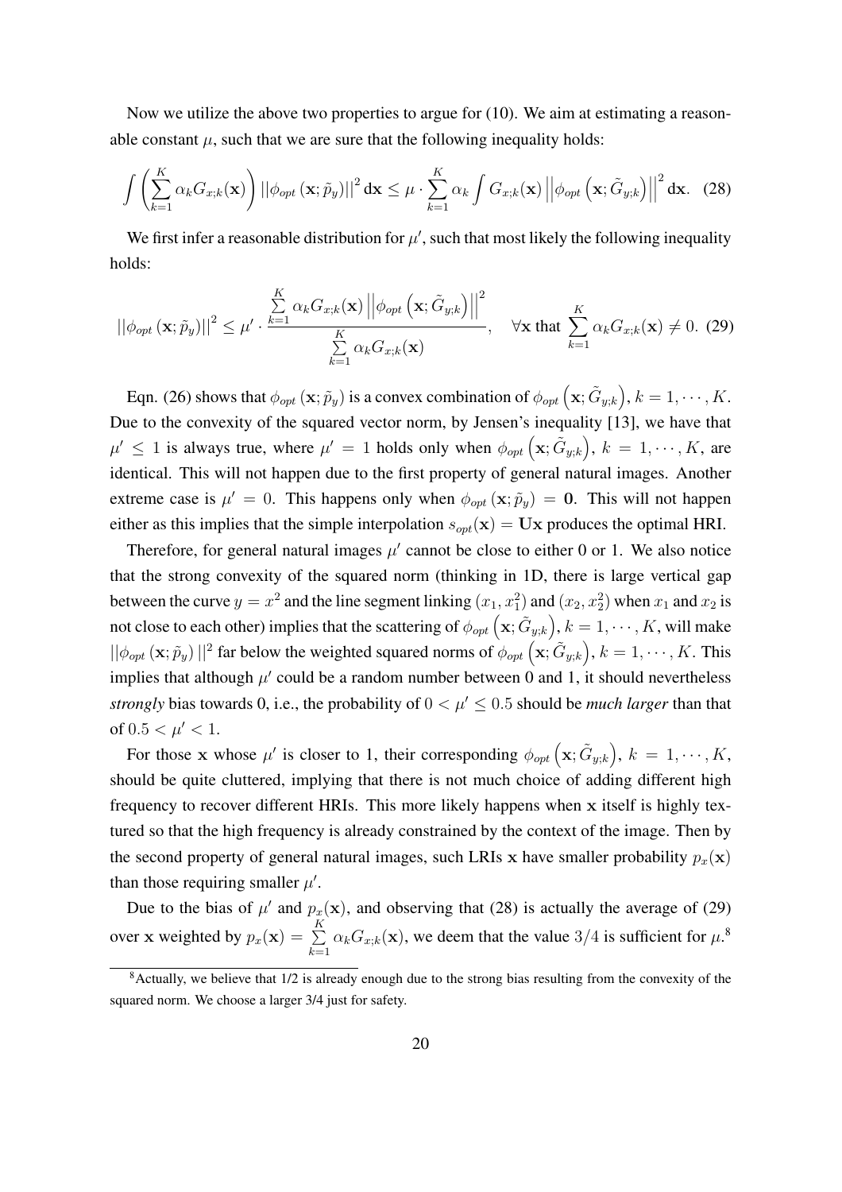Now we utilize the above two properties to argue for (10). We aim at estimating a reasonable constant $\mu$, such that we are sure that the following inequality holds:

$$\int \left( \sum_{k=1}^{K} \alpha_k G_{x;k}(\mathbf{x}) \right) ||\phi_{opt}(\mathbf{x}; \tilde{p}_y)||^2 \, d\mathbf{x} \leq \mu \cdot \sum_{k=1}^{K} \alpha_k \int G_{x;k}(\mathbf{x}) \left|\left|\phi_{opt}\left(\mathbf{x}; \tilde{G}_{y;k}\right)\right|\right|^2 d\mathbf{x}. \quad (28)$$

We first infer a reasonable distribution for $\mu'$, such that most likely the following inequality holds:

$$||\phi_{opt}(\mathbf{x}; \tilde{p}_y)||^2 \leq \mu' \cdot \frac{\sum_{k=1}^{K} \alpha_k G_{x;k}(\mathbf{x}) \left|\left|\phi_{opt}\left(\mathbf{x}; \tilde{G}_{y;k}\right)\right|\right|^2}{\sum_{k=1}^{K} \alpha_k G_{x;k}(\mathbf{x})}, \quad \forall \mathbf{x} \text{ that } \sum_{k=1}^{K} \alpha_k G_{x;k}(\mathbf{x}) \neq 0. \quad (29)$$

Eqn. (26) shows that $\phi_{opt}(\mathbf{x}; \tilde{p}_y)$ is a convex combination of $\phi_{opt}\left(\mathbf{x}; \tilde{G}_{y;k}\right)$, $k = 1, \cdots, K$. Due to the convexity of the squared vector norm, by Jensen's inequality [13], we have that $\mu' \leq 1$ is always true, where $\mu' = 1$ holds only when $\phi_{opt}\left(\mathbf{x}; \tilde{G}_{y;k}\right)$, $k = 1, \cdots, K$, are identical. This will not happen due to the first property of general natural images. Another extreme case is $\mu' = 0$. This happens only when $\phi_{opt}(\mathbf{x}; \tilde{p}_y) = \mathbf{0}$. This will not happen either as this implies that the simple interpolation $s_{opt}(\mathbf{x}) = \mathbf{U}\mathbf{x}$ produces the optimal HRI.

Therefore, for general natural images $\mu'$ cannot be close to either 0 or 1. We also notice that the strong convexity of the squared norm (thinking in 1D, there is large vertical gap between the curve $y = x^2$ and the line segment linking $(x_1, x_1^2)$ and $(x_2, x_2^2)$ when $x_1$ and $x_2$ is not close to each other) implies that the scattering of $\phi_{opt}\left(\mathbf{x}; \tilde{G}_{y;k}\right)$, $k = 1, \cdots, K$, will make $||\phi_{opt}(\mathbf{x}; \tilde{p}_y)||^2$ far below the weighted squared norms of $\phi_{opt}\left(\mathbf{x}; \tilde{G}_{y;k}\right)$, $k = 1, \cdots, K$. This implies that although $\mu'$ could be a random number between 0 and 1, it should nevertheless *strongly* bias towards 0, i.e., the probability of $0 < \mu' \leq 0.5$ should be *much larger* than that of $0.5 < \mu' < 1$.

For those $\mathbf{x}$ whose $\mu'$ is closer to 1, their corresponding $\phi_{opt}\left(\mathbf{x}; \tilde{G}_{y;k}\right)$, $k = 1, \cdots, K$, should be quite cluttered, implying that there is not much choice of adding different high frequency to recover different HRIs. This more likely happens when $\mathbf{x}$ itself is highly textured so that the high frequency is already constrained by the context of the image. Then by the second property of general natural images, such LRIs $\mathbf{x}$ have smaller probability $p_x(\mathbf{x})$ than those requiring smaller $\mu'$.

Due to the bias of $\mu'$ and $p_x(\mathbf{x})$, and observing that (28) is actually the average of (29) over $\mathbf{x}$ weighted by $p_x(\mathbf{x}) = \sum_{k=1}^{K} \alpha_k G_{x;k}(\mathbf{x})$, we deem that the value $3/4$ is sufficient for $\mu$.[8]

[8]Actually, we believe that 1/2 is already enough due to the strong bias resulting from the convexity of the squared norm. We choose a larger 3/4 just for safety.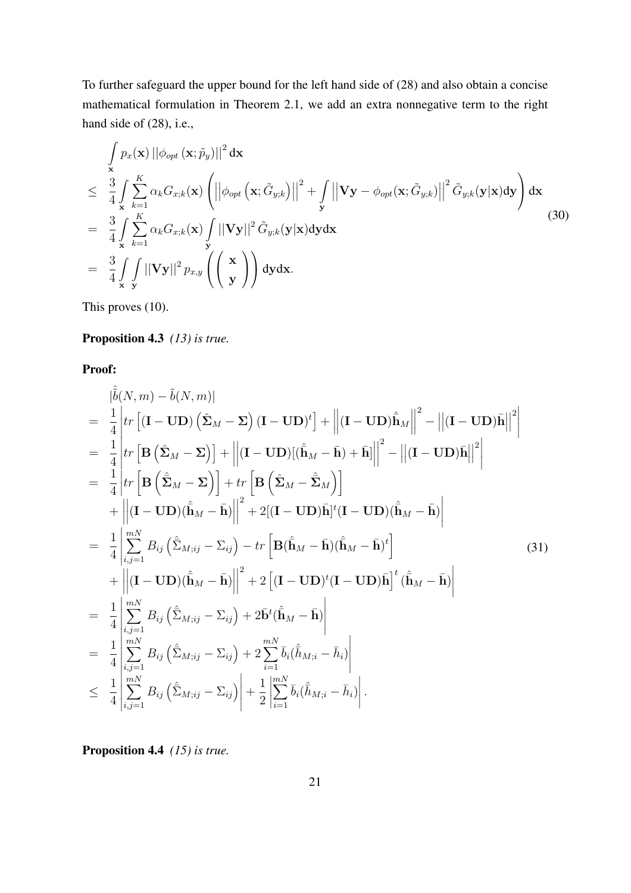To further safeguard the upper bound for the left hand side of (28) and also obtain a concise mathematical formulation in Theorem 2.1, we add an extra nonnegative term to the right hand side of (28), i.e.,

$$
\begin{aligned}
&\int_{\mathbf{x}} p_x(\mathbf{x}) \left|\left|\phi_{opt}\left(\mathbf{x}; \tilde{p}_y\right)\right|\right|^2 \mathbf{dx} \\
\leq\ & \frac{3}{4} \int_{\mathbf{x}} \sum_{k=1}^{K} \alpha_k G_{x;k}(\mathbf{x}) \left( \left|\left|\phi_{opt}\left(\mathbf{x}; \tilde{G}_{y;k}\right)\right|\right|^2 + \int_{\mathbf{y}} \left|\left|\mathbf{V}\mathbf{y} - \phi_{opt}(\mathbf{x}; \tilde{G}_{y;k})\right|\right|^2 \tilde{G}_{y;k}(\mathbf{y}|\mathbf{x}) \mathbf{dy} \right) \mathbf{dx} \\
=\ & \frac{3}{4} \int_{\mathbf{x}} \sum_{k=1}^{K} \alpha_k G_{x;k}(\mathbf{x}) \int_{\mathbf{y}} \left|\left|\mathbf{V}\mathbf{y}\right|\right|^2 \tilde{G}_{y;k}(\mathbf{y}|\mathbf{x}) \mathbf{dy}\mathbf{dx} \\
=\ & \frac{3}{4} \int_{\mathbf{x}} \int_{\mathbf{y}} \left|\left|\mathbf{V}\mathbf{y}\right|\right|^2 p_{x,y}\left( \begin{pmatrix} \mathbf{x} \\ \mathbf{y} \end{pmatrix} \right) \mathbf{dy}\mathbf{dx}.
\end{aligned}
\tag{30}
$$

This proves (10).

**Proposition 4.3** *(13) is true.*

**Proof:**

$$
\begin{aligned}
& |\hat{\tilde{b}}(N,m) - \tilde{b}(N,m)| \\
=\ & \frac{1}{4} \left| tr\left[ (\mathbf{I} - \mathbf{U}\mathbf{D}) \left( \hat{\mathbf{\Sigma}}_M - \mathbf{\Sigma} \right) (\mathbf{I} - \mathbf{U}\mathbf{D})^t \right] + \left|\left| (\mathbf{I} - \mathbf{U}\mathbf{D}) \hat{\bar{\mathbf{h}}}_M \right|\right|^2 - \left|\left| (\mathbf{I} - \mathbf{U}\mathbf{D}) \bar{\mathbf{h}} \right|\right|^2 \right| \\
=\ & \frac{1}{4} \left| tr\left[ \mathbf{B} \left( \hat{\mathbf{\Sigma}}_M - \mathbf{\Sigma} \right) \right] + \left|\left| (\mathbf{I} - \mathbf{U}\mathbf{D}) [(\hat{\bar{\mathbf{h}}}_M - \bar{\mathbf{h}}) + \bar{\mathbf{h}}] \right|\right|^2 - \left|\left| (\mathbf{I} - \mathbf{U}\mathbf{D}) \bar{\mathbf{h}} \right|\right|^2 \right| \\
=\ & \frac{1}{4} \left| tr\left[ \mathbf{B} \left( \hat{\tilde{\mathbf{\Sigma}}}_M - \mathbf{\Sigma} \right) \right] + tr\left[ \mathbf{B} \left( \hat{\mathbf{\Sigma}}_M - \hat{\tilde{\mathbf{\Sigma}}}_M \right) \right] \right. \\
& \left. + \left|\left| (\mathbf{I} - \mathbf{U}\mathbf{D}) (\hat{\bar{\mathbf{h}}}_M - \bar{\mathbf{h}}) \right|\right|^2 + 2[(\mathbf{I} - \mathbf{U}\mathbf{D})\bar{\mathbf{h}}]^t (\mathbf{I} - \mathbf{U}\mathbf{D})(\hat{\bar{\mathbf{h}}}_M - \bar{\mathbf{h}}) \right| \\
=\ & \frac{1}{4} \left| \sum_{i,j=1}^{mN} B_{ij} \left( \hat{\tilde{\Sigma}}_{M;ij} - \Sigma_{ij} \right) - tr\left[ \mathbf{B} (\hat{\bar{\mathbf{h}}}_M - \bar{\mathbf{h}})(\hat{\bar{\mathbf{h}}}_M - \bar{\mathbf{h}})^t \right] \right. \\
& \left. + \left|\left| (\mathbf{I} - \mathbf{U}\mathbf{D}) (\hat{\bar{\mathbf{h}}}_M - \bar{\mathbf{h}}) \right|\right|^2 + 2\left[ (\mathbf{I} - \mathbf{U}\mathbf{D})^t (\mathbf{I} - \mathbf{U}\mathbf{D}) \bar{\mathbf{h}} \right]^t (\hat{\bar{\mathbf{h}}}_M - \bar{\mathbf{h}}) \right| \\
=\ & \frac{1}{4} \left| \sum_{i,j=1}^{mN} B_{ij} \left( \hat{\tilde{\Sigma}}_{M;ij} - \Sigma_{ij} \right) + 2\bar{\mathbf{b}}^t (\hat{\bar{\mathbf{h}}}_M - \bar{\mathbf{h}}) \right| \\
=\ & \frac{1}{4} \left| \sum_{i,j=1}^{mN} B_{ij} \left( \hat{\tilde{\Sigma}}_{M;ij} - \Sigma_{ij} \right) + 2\sum_{i=1}^{mN} \bar{b}_i (\hat{\bar{h}}_{M;i} - \bar{h}_i) \right| \\
\leq\ & \frac{1}{4} \left| \sum_{i,j=1}^{mN} B_{ij} \left( \hat{\tilde{\Sigma}}_{M;ij} - \Sigma_{ij} \right) \right| + \frac{1}{2} \left| \sum_{i=1}^{mN} \bar{b}_i (\hat{\bar{h}}_{M;i} - \bar{h}_i) \right|.
\end{aligned}
\tag{31}
$$

**Proposition 4.4** *(15) is true.*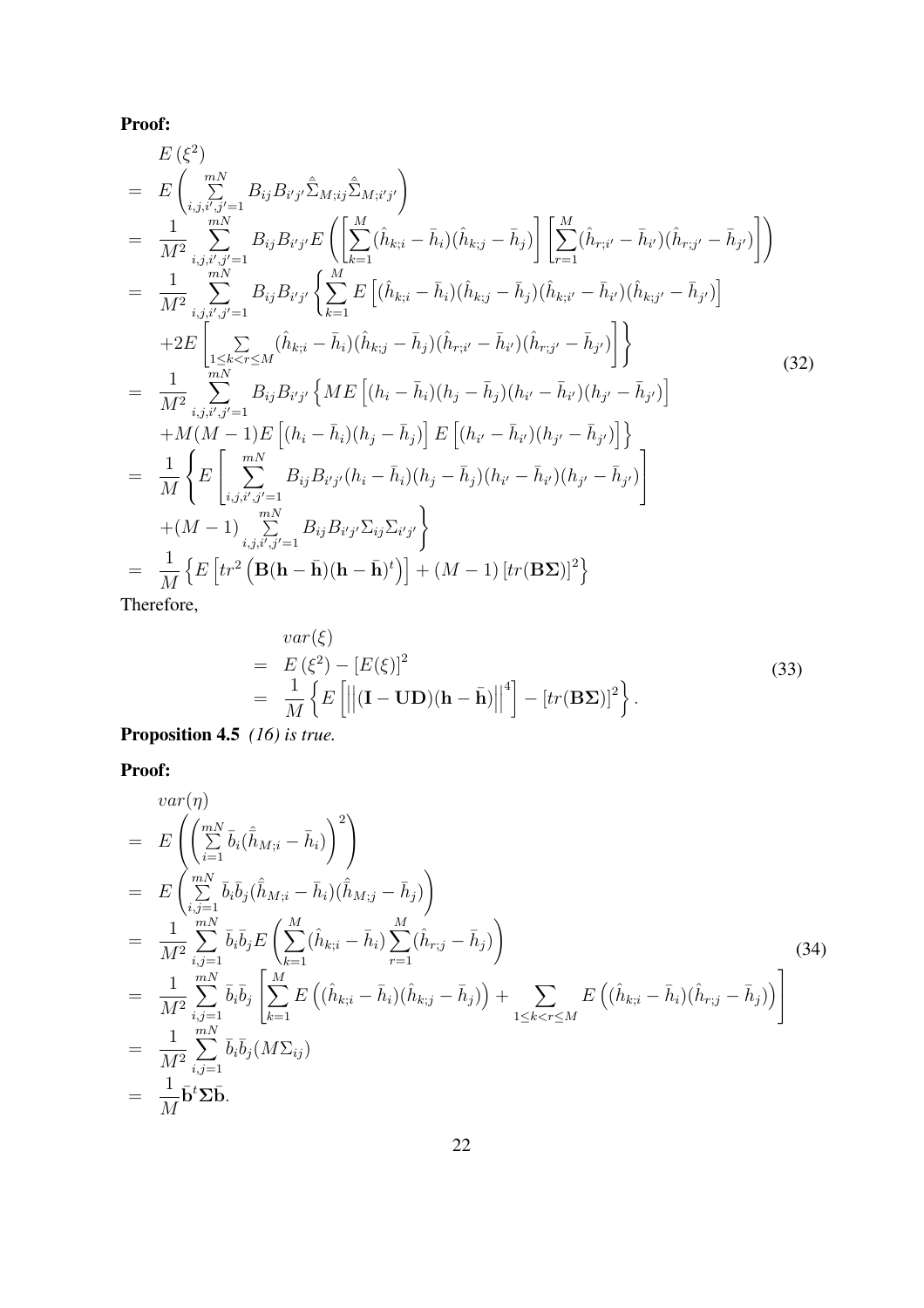**Proof:**

$$
\begin{aligned}
& E\left(\xi^2\right) \\
= \; & E\left(\sum_{i,j,i',j'=1}^{mN} B_{ij}B_{i'j'}\hat{\hat{\Sigma}}_{M;ij}\hat{\hat{\Sigma}}_{M;i'j'}\right) \\
= \; & \frac{1}{M^2}\sum_{i,j,i',j'=1}^{mN} B_{ij}B_{i'j'}E\left(\left[\sum_{k=1}^{M}(\hat{h}_{k;i}-\bar{h}_i)(\hat{h}_{k;j}-\bar{h}_j)\right]\left[\sum_{r=1}^{M}(\hat{h}_{r;i'}-\bar{h}_{i'})(\hat{h}_{r;j'}-\bar{h}_{j'})\right]\right) \\
= \; & \frac{1}{M^2}\sum_{i,j,i',j'=1}^{mN} B_{ij}B_{i'j'}\left\{\sum_{k=1}^{M} E\left[(\hat{h}_{k;i}-\bar{h}_i)(\hat{h}_{k;j}-\bar{h}_j)(\hat{h}_{k;i'}-\bar{h}_{i'})(\hat{h}_{k;j'}-\bar{h}_{j'})\right]\right. \\
& \left. +2E\left[\sum_{1\le k<r\le M}(\hat{h}_{k;i}-\bar{h}_i)(\hat{h}_{k;j}-\bar{h}_j)(\hat{h}_{r;i'}-\bar{h}_{i'})(\hat{h}_{r;j'}-\bar{h}_{j'})\right]\right\} \\
= \; & \frac{1}{M^2}\sum_{i,j,i',j'=1}^{mN} B_{ij}B_{i'j'}\left\{ME\left[(h_i-\bar{h}_i)(h_j-\bar{h}_j)(h_{i'}-\bar{h}_{i'})(h_{j'}-\bar{h}_{j'})\right]\right. \\
& \left. +M(M-1)E\left[(h_i-\bar{h}_i)(h_j-\bar{h}_j)\right]E\left[(h_{i'}-\bar{h}_{i'})(h_{j'}-\bar{h}_{j'})\right]\right\} \\
= \; & \frac{1}{M}\left\{E\left[\sum_{i,j,i',j'=1}^{mN} B_{ij}B_{i'j'}(h_i-\bar{h}_i)(h_j-\bar{h}_j)(h_{i'}-\bar{h}_{i'})(h_{j'}-\bar{h}_{j'})\right]\right. \\
& \left. +(M-1)\sum_{i,j,i',j'=1}^{mN} B_{ij}B_{i'j'}\Sigma_{ij}\Sigma_{i'j'}\right\} \\
= \; & \frac{1}{M}\left\{E\left[tr^2\left(\mathbf{B}(\mathbf{h}-\bar{\mathbf{h}})(\mathbf{h}-\bar{\mathbf{h}})^t\right)\right]+(M-1)\left[tr(\mathbf{B}\boldsymbol{\Sigma})\right]^2\right\}
\end{aligned}
\tag{32}
$$

Therefore,

$$
\begin{aligned}
& var(\xi) \\
= \; & E\left(\xi^2\right)-\left[E(\xi)\right]^2 \\
= \; & \frac{1}{M}\left\{E\left[\left|\left|(\mathbf{I}-\mathbf{U}\mathbf{D})(\mathbf{h}-\bar{\mathbf{h}})\right|\right|^4\right]-\left[tr(\mathbf{B}\boldsymbol{\Sigma})\right]^2\right\}.
\end{aligned}
\tag{33}
$$

**Proposition 4.5** *(16) is true.*

**Proof:**

$$
\begin{aligned}
& var(\eta) \\
= \; & E\left(\left(\sum_{i=1}^{mN}\bar{b}_i(\hat{\hat{h}}_{M;i}-\bar{h}_i)\right)^2\right) \\
= \; & E\left(\sum_{i,j=1}^{mN}\bar{b}_i\bar{b}_j(\hat{\hat{h}}_{M;i}-\bar{h}_i)(\hat{\hat{h}}_{M;j}-\bar{h}_j)\right) \\
= \; & \frac{1}{M^2}\sum_{i,j=1}^{mN}\bar{b}_i\bar{b}_jE\left(\sum_{k=1}^{M}(\hat{h}_{k;i}-\bar{h}_i)\sum_{r=1}^{M}(\hat{h}_{r;j}-\bar{h}_j)\right) \\
= \; & \frac{1}{M^2}\sum_{i,j=1}^{mN}\bar{b}_i\bar{b}_j\left[\sum_{k=1}^{M}E\left((\hat{h}_{k;i}-\bar{h}_i)(\hat{h}_{k;j}-\bar{h}_j)\right)+\sum_{1\le k<r\le M}E\left((\hat{h}_{k;i}-\bar{h}_i)(\hat{h}_{r;j}-\bar{h}_j)\right)\right] \\
= \; & \frac{1}{M^2}\sum_{i,j=1}^{mN}\bar{b}_i\bar{b}_j(M\Sigma_{ij}) \\
= \; & \frac{1}{M}\bar{\mathbf{b}}^t\boldsymbol{\Sigma}\bar{\mathbf{b}}.
\end{aligned}
\tag{34}
$$